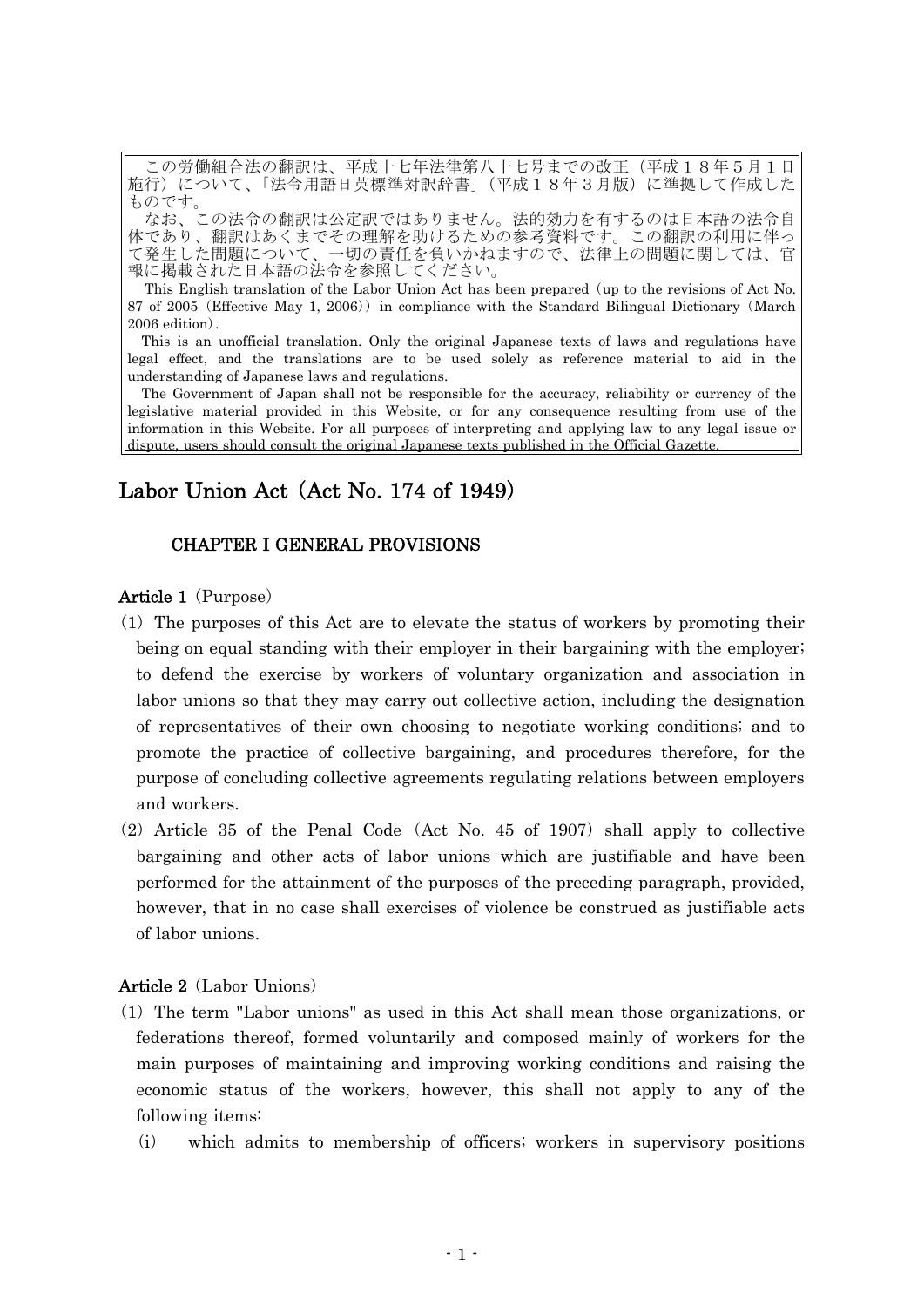この労働組合法の翻訳は、平成十七年法律第八十七号までの改正（平成１８年５月１日施行）について、「法令用語日英標準対訳辞書」（平成１８年３月版）に準拠して作成したものです。

なお、この法令の翻訳は公定訳ではありません。法的効力を有するのは日本語の法令自体であり、翻訳はあくまでその理解を助けるための参考資料です。この翻訳の利用に伴って発生した問題について、一切の責任を負いかねますので、法律上の問題に関しては、官報に掲載された日本語の法令を参照してください。

This English translation of the Labor Union Act has been prepared (up to the revisions of Act No. 87 of 2005 (Effective May 1, 2006)) in compliance with the Standard Bilingual Dictionary (March 2006 edition).

This is an unofficial translation. Only the original Japanese texts of laws and regulations have legal effect, and the translations are to be used solely as reference material to aid in the understanding of Japanese laws and regulations.

The Government of Japan shall not be responsible for the accuracy, reliability or currency of the legislative material provided in this Website, or for any consequence resulting from use of the information in this Website. For all purposes of interpreting and applying law to any legal issue or dispute, users should consult the original Japanese texts published in the Official Gazette.

# Labor Union Act (Act No. 174 of 1949)

## CHAPTER I GENERAL PROVISIONS

**Article 1** (Purpose)

(1) The purposes of this Act are to elevate the status of workers by promoting their being on equal standing with their employer in their bargaining with the employer; to defend the exercise by workers of voluntary organization and association in labor unions so that they may carry out collective action, including the designation of representatives of their own choosing to negotiate working conditions; and to promote the practice of collective bargaining, and procedures therefore, for the purpose of concluding collective agreements regulating relations between employers and workers.

(2) Article 35 of the Penal Code (Act No. 45 of 1907) shall apply to collective bargaining and other acts of labor unions which are justifiable and have been performed for the attainment of the purposes of the preceding paragraph, provided, however, that in no case shall exercises of violence be construed as justifiable acts of labor unions.

**Article 2** (Labor Unions)

(1) The term "Labor unions" as used in this Act shall mean those organizations, or federations thereof, formed voluntarily and composed mainly of workers for the main purposes of maintaining and improving working conditions and raising the economic status of the workers, however, this shall not apply to any of the following items:

(i) which admits to membership of officers; workers in supervisory positions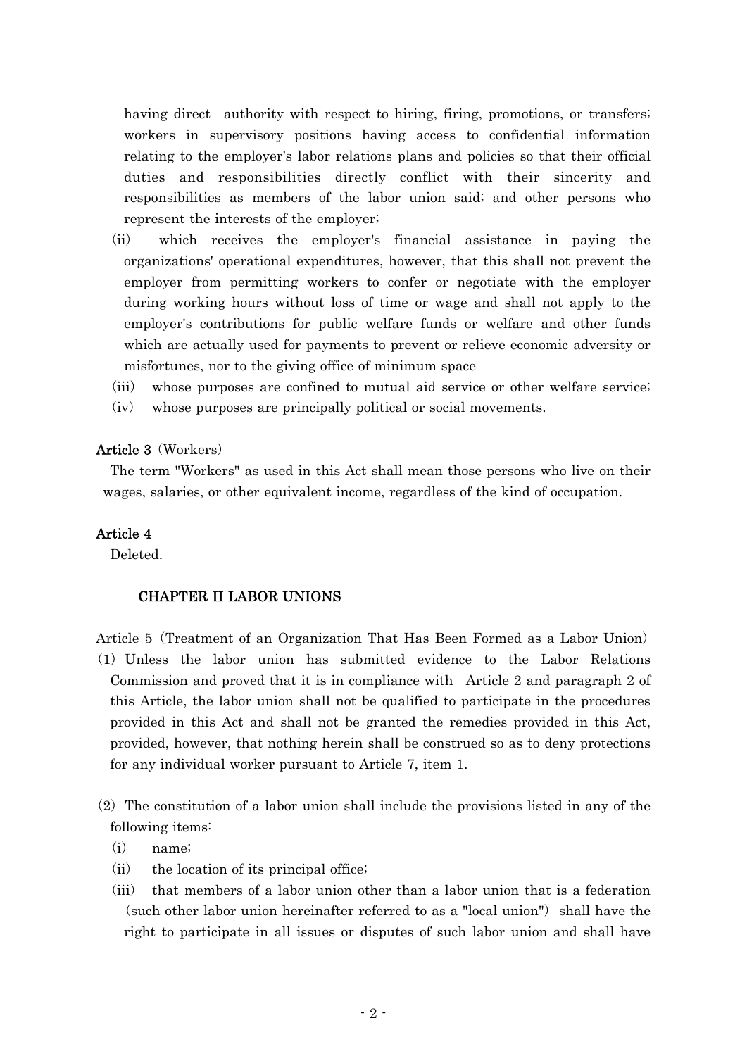having direct authority with respect to hiring, firing, promotions, or transfers; workers in supervisory positions having access to confidential information relating to the employer's labor relations plans and policies so that their official duties and responsibilities directly conflict with their sincerity and responsibilities as members of the labor union said; and other persons who represent the interests of the employer;

(ii) which receives the employer's financial assistance in paying the organizations' operational expenditures, however, that this shall not prevent the employer from permitting workers to confer or negotiate with the employer during working hours without loss of time or wage and shall not apply to the employer's contributions for public welfare funds or welfare and other funds which are actually used for payments to prevent or relieve economic adversity or misfortunes, nor to the giving office of minimum space

(iii) whose purposes are confined to mutual aid service or other welfare service;

(iv) whose purposes are principally political or social movements.

**Article 3** (Workers)

The term "Workers" as used in this Act shall mean those persons who live on their wages, salaries, or other equivalent income, regardless of the kind of occupation.

**Article 4**

Deleted.

## CHAPTER II LABOR UNIONS

Article 5 (Treatment of an Organization That Has Been Formed as a Labor Union)

(1) Unless the labor union has submitted evidence to the Labor Relations Commission and proved that it is in compliance with Article 2 and paragraph 2 of this Article, the labor union shall not be qualified to participate in the procedures provided in this Act and shall not be granted the remedies provided in this Act, provided, however, that nothing herein shall be construed so as to deny protections for any individual worker pursuant to Article 7, item 1.

(2) The constitution of a labor union shall include the provisions listed in any of the following items:

(i) name;

(ii) the location of its principal office;

(iii) that members of a labor union other than a labor union that is a federation (such other labor union hereinafter referred to as a "local union") shall have the right to participate in all issues or disputes of such labor union and shall have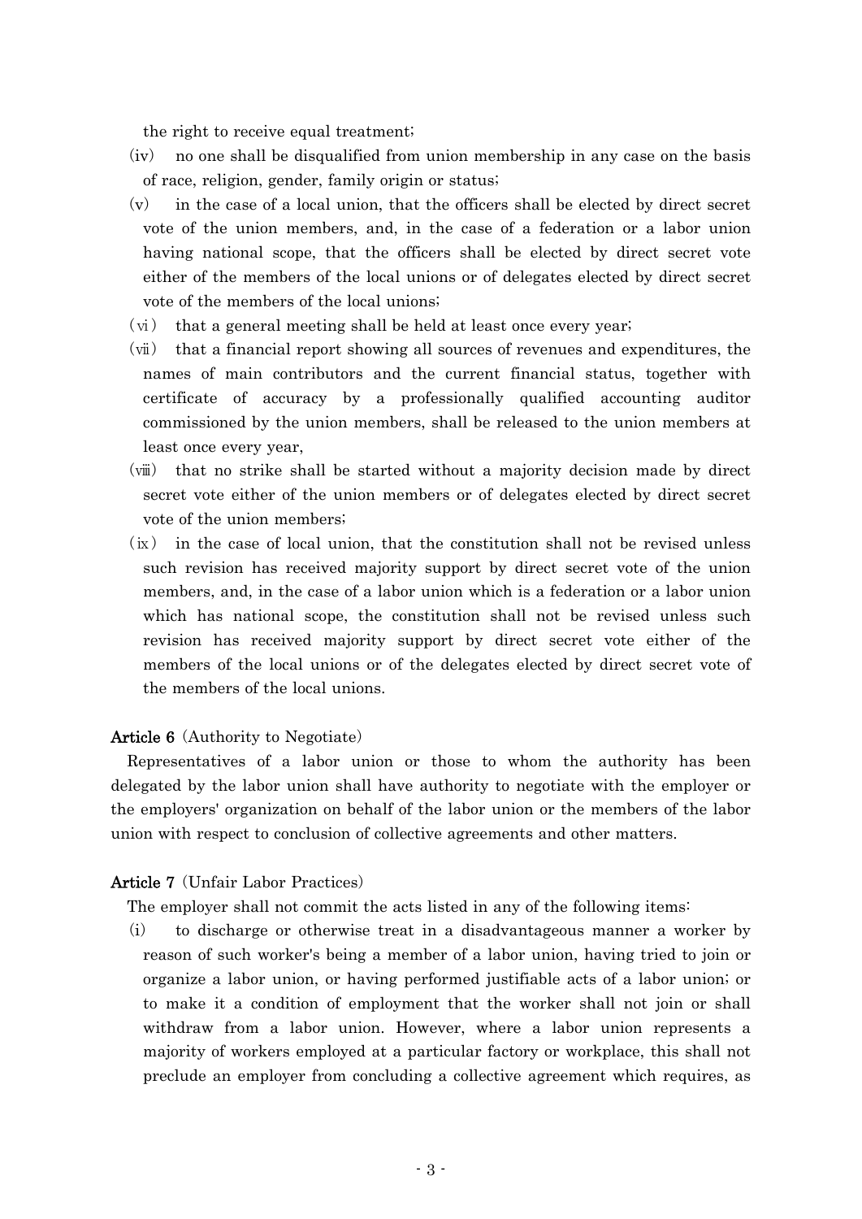the right to receive equal treatment;

(iv) no one shall be disqualified from union membership in any case on the basis of race, religion, gender, family origin or status;

(v) in the case of a local union, that the officers shall be elected by direct secret vote of the union members, and, in the case of a federation or a labor union having national scope, that the officers shall be elected by direct secret vote either of the members of the local unions or of delegates elected by direct secret vote of the members of the local unions;

(vi) that a general meeting shall be held at least once every year;

(vii) that a financial report showing all sources of revenues and expenditures, the names of main contributors and the current financial status, together with certificate of accuracy by a professionally qualified accounting auditor commissioned by the union members, shall be released to the union members at least once every year,

(viii) that no strike shall be started without a majority decision made by direct secret vote either of the union members or of delegates elected by direct secret vote of the union members;

(ix) in the case of local union, that the constitution shall not be revised unless such revision has received majority support by direct secret vote of the union members, and, in the case of a labor union which is a federation or a labor union which has national scope, the constitution shall not be revised unless such revision has received majority support by direct secret vote either of the members of the local unions or of the delegates elected by direct secret vote of the members of the local unions.

**Article 6** (Authority to Negotiate)

Representatives of a labor union or those to whom the authority has been delegated by the labor union shall have authority to negotiate with the employer or the employers' organization on behalf of the labor union or the members of the labor union with respect to conclusion of collective agreements and other matters.

**Article 7** (Unfair Labor Practices)

The employer shall not commit the acts listed in any of the following items:

(i) to discharge or otherwise treat in a disadvantageous manner a worker by reason of such worker's being a member of a labor union, having tried to join or organize a labor union, or having performed justifiable acts of a labor union; or to make it a condition of employment that the worker shall not join or shall withdraw from a labor union. However, where a labor union represents a majority of workers employed at a particular factory or workplace, this shall not preclude an employer from concluding a collective agreement which requires, as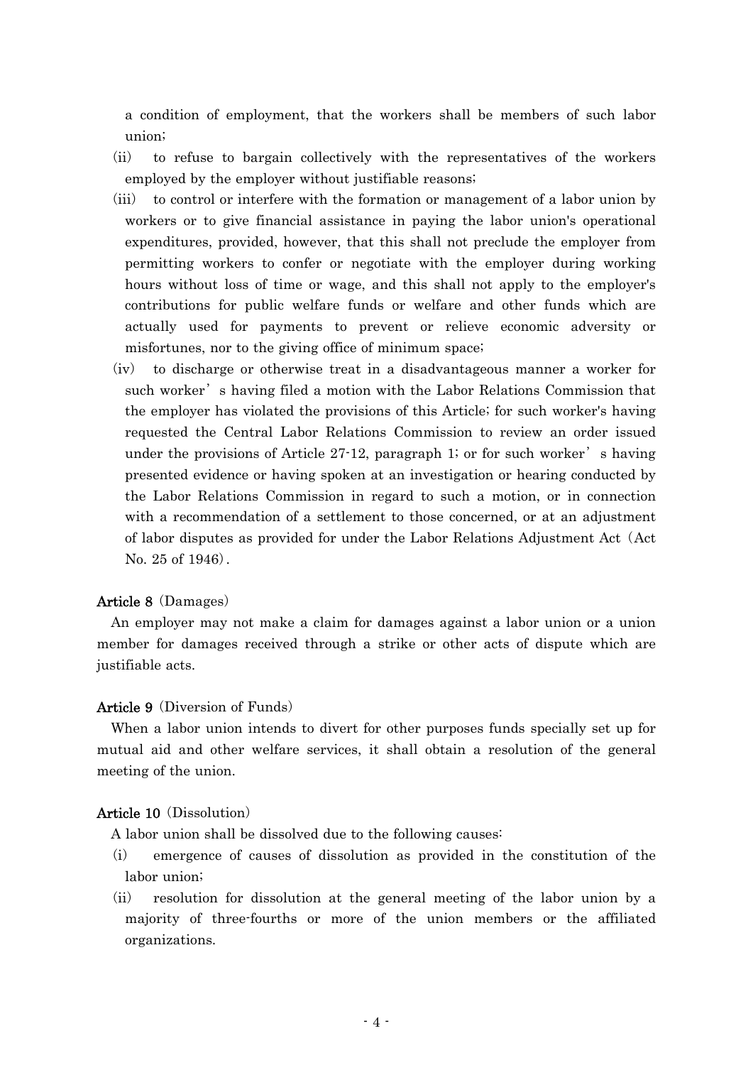a condition of employment, that the workers shall be members of such labor union;

(ii) to refuse to bargain collectively with the representatives of the workers employed by the employer without justifiable reasons;

(iii) to control or interfere with the formation or management of a labor union by workers or to give financial assistance in paying the labor union's operational expenditures, provided, however, that this shall not preclude the employer from permitting workers to confer or negotiate with the employer during working hours without loss of time or wage, and this shall not apply to the employer's contributions for public welfare funds or welfare and other funds which are actually used for payments to prevent or relieve economic adversity or misfortunes, nor to the giving office of minimum space;

(iv) to discharge or otherwise treat in a disadvantageous manner a worker for such worker's having filed a motion with the Labor Relations Commission that the employer has violated the provisions of this Article; for such worker's having requested the Central Labor Relations Commission to review an order issued under the provisions of Article 27-12, paragraph 1; or for such worker's having presented evidence or having spoken at an investigation or hearing conducted by the Labor Relations Commission in regard to such a motion, or in connection with a recommendation of a settlement to those concerned, or at an adjustment of labor disputes as provided for under the Labor Relations Adjustment Act (Act No. 25 of 1946).

**Article 8** (Damages)

An employer may not make a claim for damages against a labor union or a union member for damages received through a strike or other acts of dispute which are justifiable acts.

**Article 9** (Diversion of Funds)

When a labor union intends to divert for other purposes funds specially set up for mutual aid and other welfare services, it shall obtain a resolution of the general meeting of the union.

**Article 10** (Dissolution)

A labor union shall be dissolved due to the following causes:

(i) emergence of causes of dissolution as provided in the constitution of the labor union;

(ii) resolution for dissolution at the general meeting of the labor union by a majority of three-fourths or more of the union members or the affiliated organizations.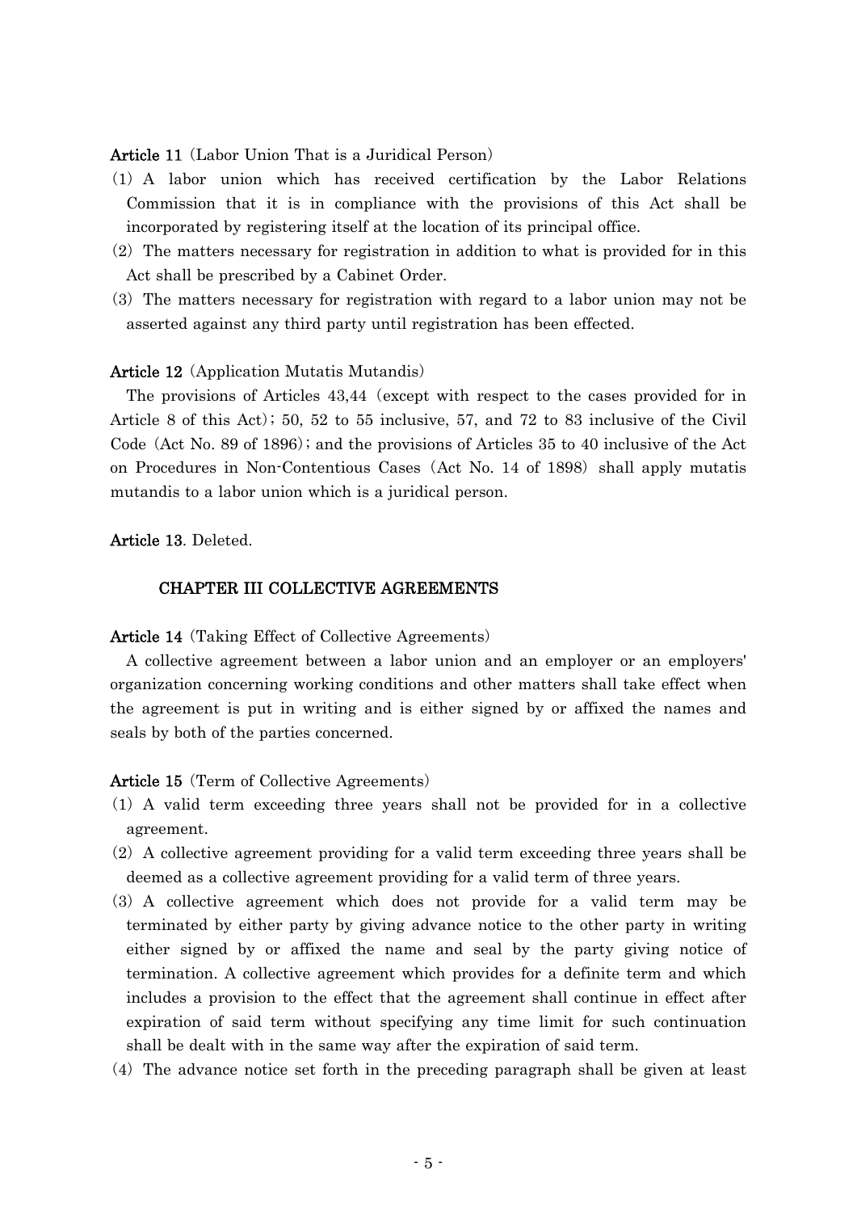**Article 11** (Labor Union That is a Juridical Person)

(1) A labor union which has received certification by the Labor Relations Commission that it is in compliance with the provisions of this Act shall be incorporated by registering itself at the location of its principal office.

(2) The matters necessary for registration in addition to what is provided for in this Act shall be prescribed by a Cabinet Order.

(3) The matters necessary for registration with regard to a labor union may not be asserted against any third party until registration has been effected.

**Article 12** (Application Mutatis Mutandis)

The provisions of Articles 43,44 (except with respect to the cases provided for in Article 8 of this Act); 50, 52 to 55 inclusive, 57, and 72 to 83 inclusive of the Civil Code (Act No. 89 of 1896); and the provisions of Articles 35 to 40 inclusive of the Act on Procedures in Non-Contentious Cases (Act No. 14 of 1898) shall apply mutatis mutandis to a labor union which is a juridical person.

**Article 13**. Deleted.

## CHAPTER III COLLECTIVE AGREEMENTS

**Article 14** (Taking Effect of Collective Agreements)

A collective agreement between a labor union and an employer or an employers' organization concerning working conditions and other matters shall take effect when the agreement is put in writing and is either signed by or affixed the names and seals by both of the parties concerned.

**Article 15** (Term of Collective Agreements)

(1) A valid term exceeding three years shall not be provided for in a collective agreement.

(2) A collective agreement providing for a valid term exceeding three years shall be deemed as a collective agreement providing for a valid term of three years.

(3) A collective agreement which does not provide for a valid term may be terminated by either party by giving advance notice to the other party in writing either signed by or affixed the name and seal by the party giving notice of termination. A collective agreement which provides for a definite term and which includes a provision to the effect that the agreement shall continue in effect after expiration of said term without specifying any time limit for such continuation shall be dealt with in the same way after the expiration of said term.

(4) The advance notice set forth in the preceding paragraph shall be given at least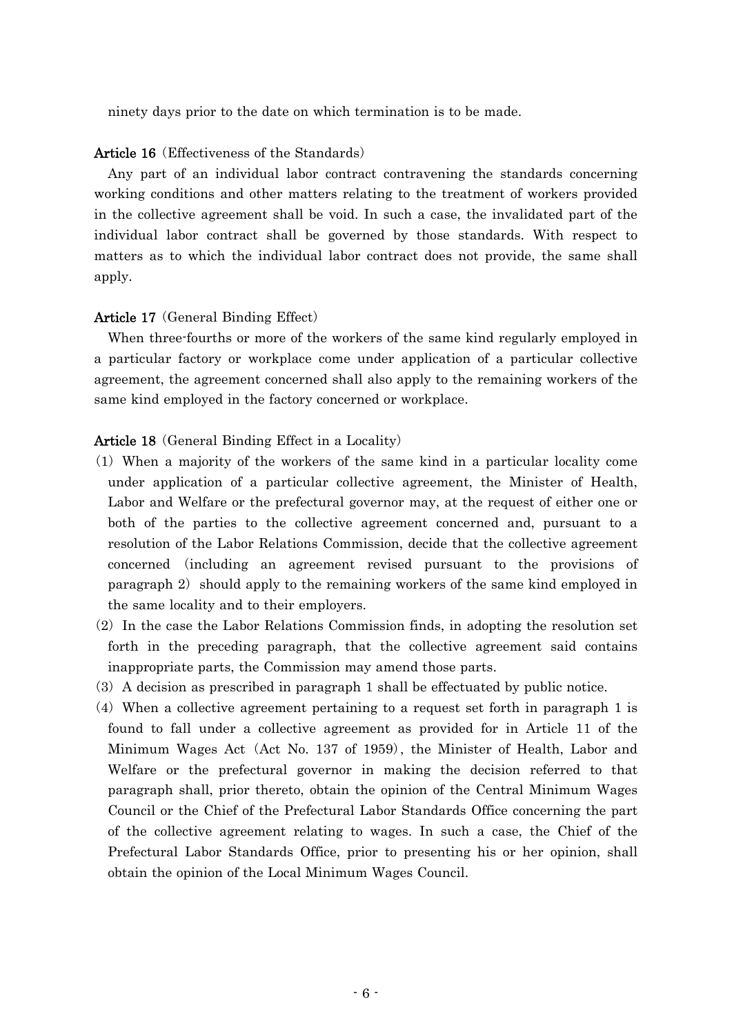ninety days prior to the date on which termination is to be made.

**Article 16** (Effectiveness of the Standards)

Any part of an individual labor contract contravening the standards concerning working conditions and other matters relating to the treatment of workers provided in the collective agreement shall be void. In such a case, the invalidated part of the individual labor contract shall be governed by those standards. With respect to matters as to which the individual labor contract does not provide, the same shall apply.

**Article 17** (General Binding Effect)

When three-fourths or more of the workers of the same kind regularly employed in a particular factory or workplace come under application of a particular collective agreement, the agreement concerned shall also apply to the remaining workers of the same kind employed in the factory concerned or workplace.

**Article 18** (General Binding Effect in a Locality)

(1) When a majority of the workers of the same kind in a particular locality come under application of a particular collective agreement, the Minister of Health, Labor and Welfare or the prefectural governor may, at the request of either one or both of the parties to the collective agreement concerned and, pursuant to a resolution of the Labor Relations Commission, decide that the collective agreement concerned (including an agreement revised pursuant to the provisions of paragraph 2) should apply to the remaining workers of the same kind employed in the same locality and to their employers.

(2) In the case the Labor Relations Commission finds, in adopting the resolution set forth in the preceding paragraph, that the collective agreement said contains inappropriate parts, the Commission may amend those parts.

(3) A decision as prescribed in paragraph 1 shall be effectuated by public notice.

(4) When a collective agreement pertaining to a request set forth in paragraph 1 is found to fall under a collective agreement as provided for in Article 11 of the Minimum Wages Act (Act No. 137 of 1959), the Minister of Health, Labor and Welfare or the prefectural governor in making the decision referred to that paragraph shall, prior thereto, obtain the opinion of the Central Minimum Wages Council or the Chief of the Prefectural Labor Standards Office concerning the part of the collective agreement relating to wages. In such a case, the Chief of the Prefectural Labor Standards Office, prior to presenting his or her opinion, shall obtain the opinion of the Local Minimum Wages Council.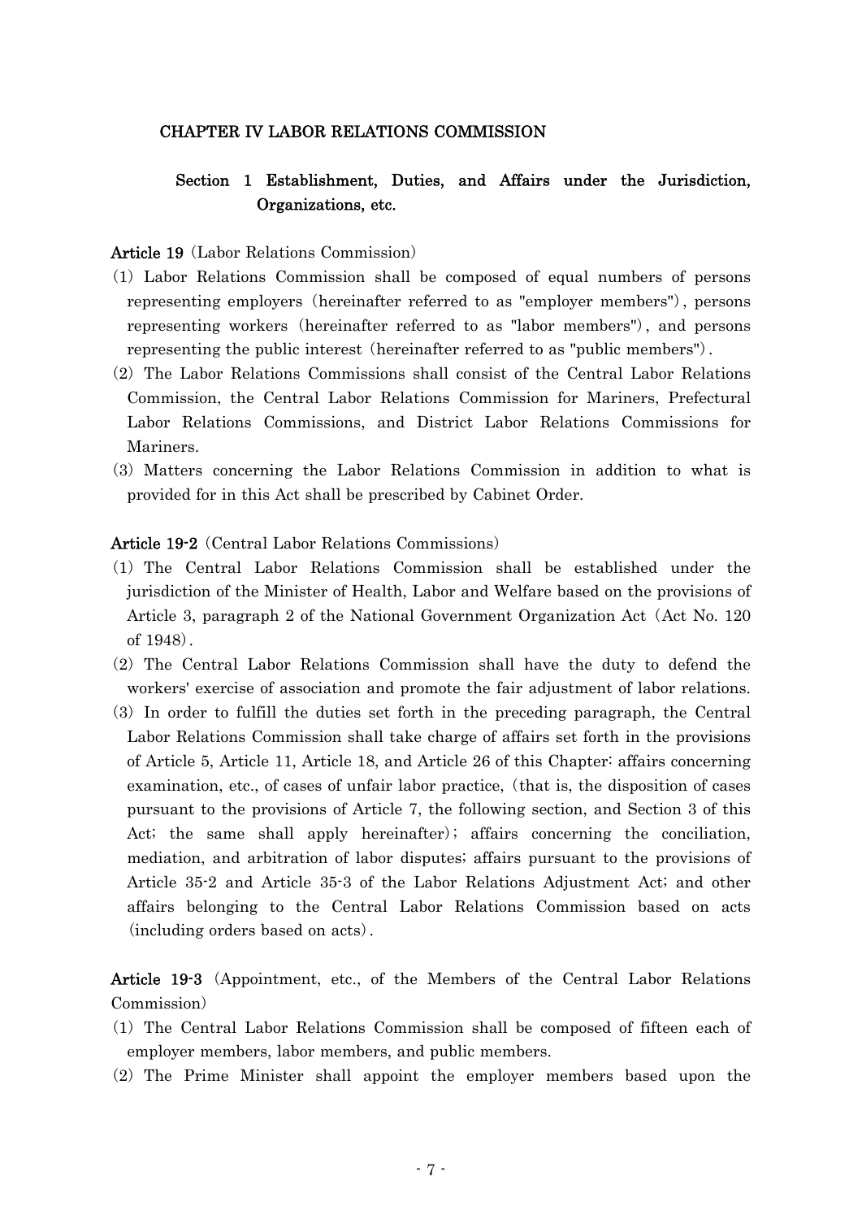## CHAPTER IV LABOR RELATIONS COMMISSION

### Section 1 Establishment, Duties, and Affairs under the Jurisdiction, Organizations, etc.

**Article 19** (Labor Relations Commission)

(1) Labor Relations Commission shall be composed of equal numbers of persons representing employers (hereinafter referred to as "employer members"), persons representing workers (hereinafter referred to as "labor members"), and persons representing the public interest (hereinafter referred to as "public members").

(2) The Labor Relations Commissions shall consist of the Central Labor Relations Commission, the Central Labor Relations Commission for Mariners, Prefectural Labor Relations Commissions, and District Labor Relations Commissions for Mariners.

(3) Matters concerning the Labor Relations Commission in addition to what is provided for in this Act shall be prescribed by Cabinet Order.

**Article 19-2** (Central Labor Relations Commissions)

(1) The Central Labor Relations Commission shall be established under the jurisdiction of the Minister of Health, Labor and Welfare based on the provisions of Article 3, paragraph 2 of the National Government Organization Act (Act No. 120 of 1948).

(2) The Central Labor Relations Commission shall have the duty to defend the workers' exercise of association and promote the fair adjustment of labor relations.

(3) In order to fulfill the duties set forth in the preceding paragraph, the Central Labor Relations Commission shall take charge of affairs set forth in the provisions of Article 5, Article 11, Article 18, and Article 26 of this Chapter: affairs concerning examination, etc., of cases of unfair labor practice, (that is, the disposition of cases pursuant to the provisions of Article 7, the following section, and Section 3 of this Act; the same shall apply hereinafter); affairs concerning the conciliation, mediation, and arbitration of labor disputes; affairs pursuant to the provisions of Article 35-2 and Article 35-3 of the Labor Relations Adjustment Act; and other affairs belonging to the Central Labor Relations Commission based on acts (including orders based on acts).

**Article 19-3** (Appointment, etc., of the Members of the Central Labor Relations Commission)

(1) The Central Labor Relations Commission shall be composed of fifteen each of employer members, labor members, and public members.

(2) The Prime Minister shall appoint the employer members based upon the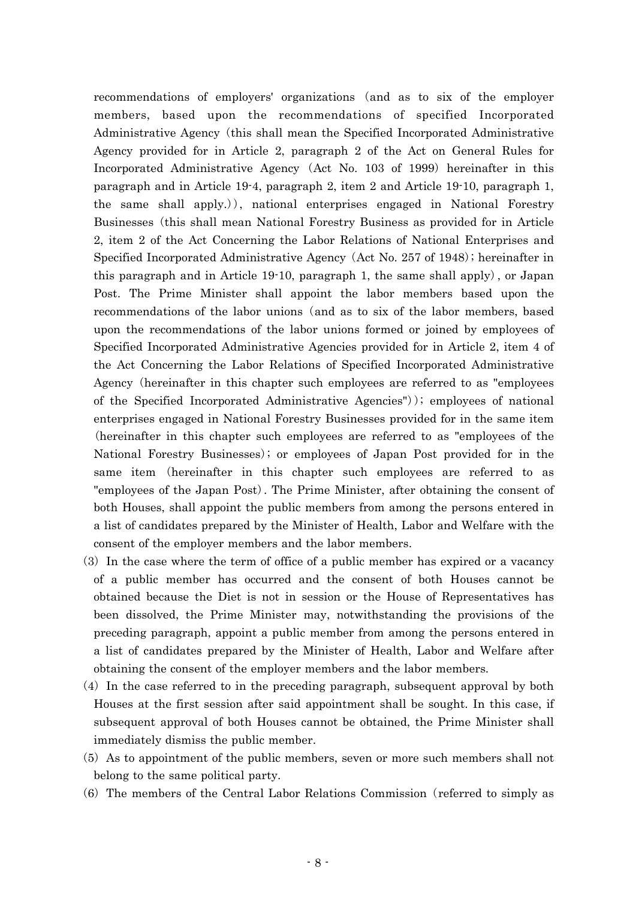recommendations of employers' organizations (and as to six of the employer members, based upon the recommendations of specified Incorporated Administrative Agency (this shall mean the Specified Incorporated Administrative Agency provided for in Article 2, paragraph 2 of the Act on General Rules for Incorporated Administrative Agency (Act No. 103 of 1999) hereinafter in this paragraph and in Article 19-4, paragraph 2, item 2 and Article 19-10, paragraph 1, the same shall apply.)), national enterprises engaged in National Forestry Businesses (this shall mean National Forestry Business as provided for in Article 2, item 2 of the Act Concerning the Labor Relations of National Enterprises and Specified Incorporated Administrative Agency (Act No. 257 of 1948); hereinafter in this paragraph and in Article 19-10, paragraph 1, the same shall apply), or Japan Post. The Prime Minister shall appoint the labor members based upon the recommendations of the labor unions (and as to six of the labor members, based upon the recommendations of the labor unions formed or joined by employees of Specified Incorporated Administrative Agencies provided for in Article 2, item 4 of the Act Concerning the Labor Relations of Specified Incorporated Administrative Agency (hereinafter in this chapter such employees are referred to as "employees of the Specified Incorporated Administrative Agencies")); employees of national enterprises engaged in National Forestry Businesses provided for in the same item (hereinafter in this chapter such employees are referred to as "employees of the National Forestry Businesses); or employees of Japan Post provided for in the same item (hereinafter in this chapter such employees are referred to as "employees of the Japan Post). The Prime Minister, after obtaining the consent of both Houses, shall appoint the public members from among the persons entered in a list of candidates prepared by the Minister of Health, Labor and Welfare with the consent of the employer members and the labor members.

(3) In the case where the term of office of a public member has expired or a vacancy of a public member has occurred and the consent of both Houses cannot be obtained because the Diet is not in session or the House of Representatives has been dissolved, the Prime Minister may, notwithstanding the provisions of the preceding paragraph, appoint a public member from among the persons entered in a list of candidates prepared by the Minister of Health, Labor and Welfare after obtaining the consent of the employer members and the labor members.

(4) In the case referred to in the preceding paragraph, subsequent approval by both Houses at the first session after said appointment shall be sought. In this case, if subsequent approval of both Houses cannot be obtained, the Prime Minister shall immediately dismiss the public member.

(5) As to appointment of the public members, seven or more such members shall not belong to the same political party.

(6) The members of the Central Labor Relations Commission (referred to simply as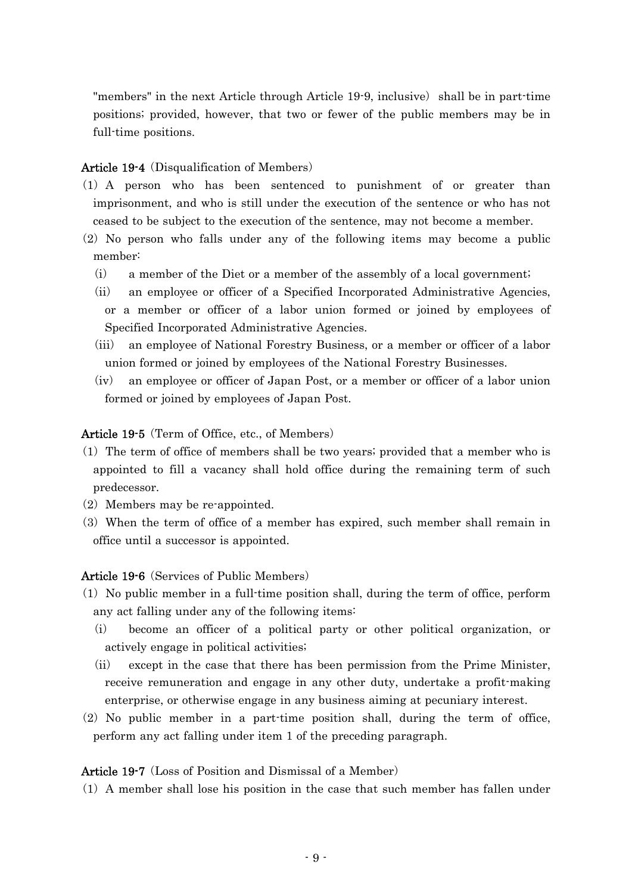"members" in the next Article through Article 19-9, inclusive) shall be in part-time positions; provided, however, that two or fewer of the public members may be in full-time positions.

**Article 19-4** (Disqualification of Members)

(1) A person who has been sentenced to punishment of or greater than imprisonment, and who is still under the execution of the sentence or who has not ceased to be subject to the execution of the sentence, may not become a member.

(2) No person who falls under any of the following items may become a public member:

- (i) a member of the Diet or a member of the assembly of a local government;
- (ii) an employee or officer of a Specified Incorporated Administrative Agencies, or a member or officer of a labor union formed or joined by employees of Specified Incorporated Administrative Agencies.
- (iii) an employee of National Forestry Business, or a member or officer of a labor union formed or joined by employees of the National Forestry Businesses.
- (iv) an employee or officer of Japan Post, or a member or officer of a labor union formed or joined by employees of Japan Post.

**Article 19-5** (Term of Office, etc., of Members)

(1) The term of office of members shall be two years; provided that a member who is appointed to fill a vacancy shall hold office during the remaining term of such predecessor.

(2) Members may be re-appointed.

(3) When the term of office of a member has expired, such member shall remain in office until a successor is appointed.

**Article 19-6** (Services of Public Members)

(1) No public member in a full-time position shall, during the term of office, perform any act falling under any of the following items:

- (i) become an officer of a political party or other political organization, or actively engage in political activities;
- (ii) except in the case that there has been permission from the Prime Minister, receive remuneration and engage in any other duty, undertake a profit-making enterprise, or otherwise engage in any business aiming at pecuniary interest.

(2) No public member in a part-time position shall, during the term of office, perform any act falling under item 1 of the preceding paragraph.

**Article 19-7** (Loss of Position and Dismissal of a Member)

(1) A member shall lose his position in the case that such member has fallen under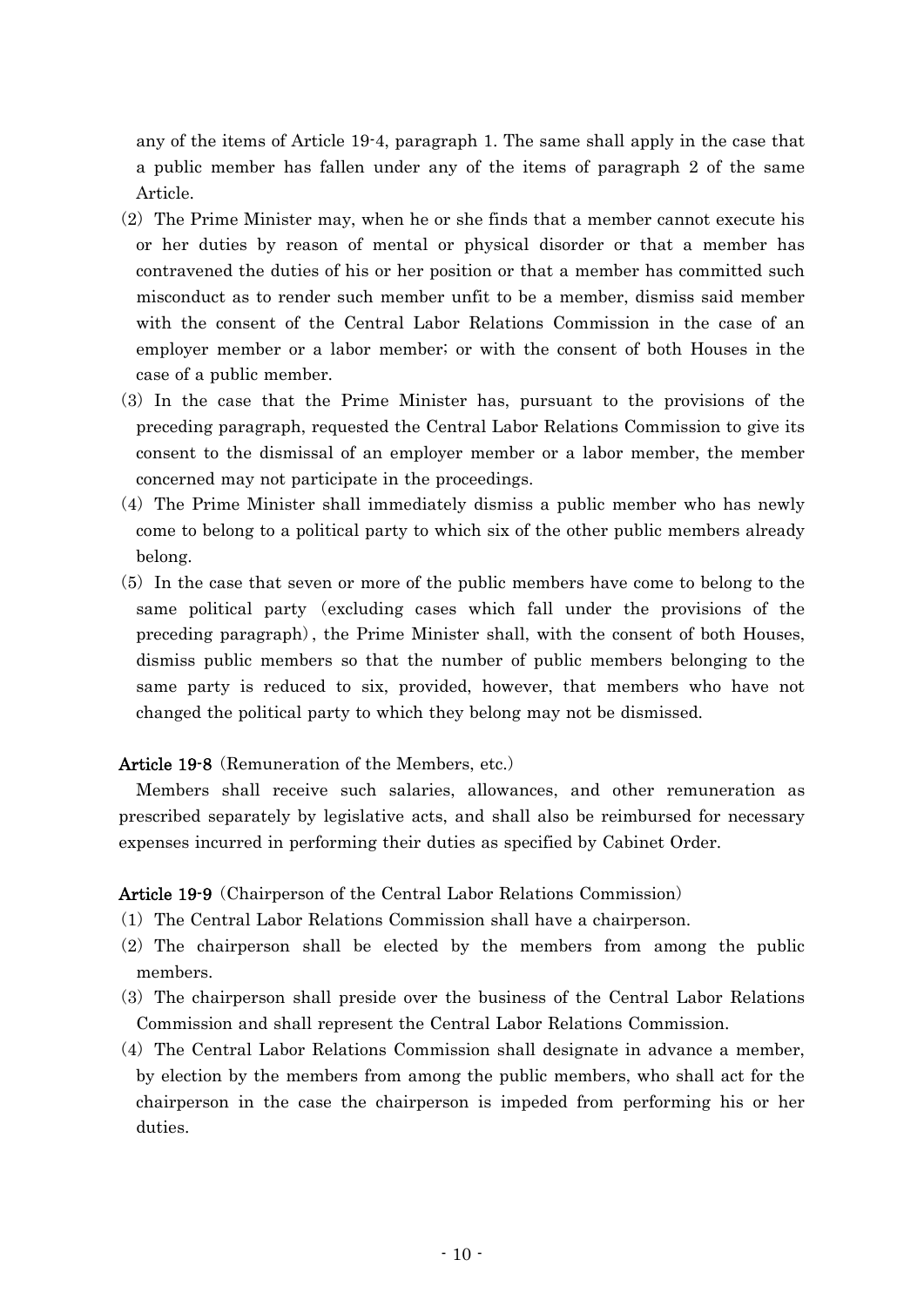any of the items of Article 19-4, paragraph 1. The same shall apply in the case that a public member has fallen under any of the items of paragraph 2 of the same Article.

(2) The Prime Minister may, when he or she finds that a member cannot execute his or her duties by reason of mental or physical disorder or that a member has contravened the duties of his or her position or that a member has committed such misconduct as to render such member unfit to be a member, dismiss said member with the consent of the Central Labor Relations Commission in the case of an employer member or a labor member; or with the consent of both Houses in the case of a public member.

(3) In the case that the Prime Minister has, pursuant to the provisions of the preceding paragraph, requested the Central Labor Relations Commission to give its consent to the dismissal of an employer member or a labor member, the member concerned may not participate in the proceedings.

(4) The Prime Minister shall immediately dismiss a public member who has newly come to belong to a political party to which six of the other public members already belong.

(5) In the case that seven or more of the public members have come to belong to the same political party (excluding cases which fall under the provisions of the preceding paragraph), the Prime Minister shall, with the consent of both Houses, dismiss public members so that the number of public members belonging to the same party is reduced to six, provided, however, that members who have not changed the political party to which they belong may not be dismissed.

**Article 19-8** (Remuneration of the Members, etc.)

Members shall receive such salaries, allowances, and other remuneration as prescribed separately by legislative acts, and shall also be reimbursed for necessary expenses incurred in performing their duties as specified by Cabinet Order.

**Article 19-9** (Chairperson of the Central Labor Relations Commission)

(1) The Central Labor Relations Commission shall have a chairperson.

(2) The chairperson shall be elected by the members from among the public members.

(3) The chairperson shall preside over the business of the Central Labor Relations Commission and shall represent the Central Labor Relations Commission.

(4) The Central Labor Relations Commission shall designate in advance a member, by election by the members from among the public members, who shall act for the chairperson in the case the chairperson is impeded from performing his or her duties.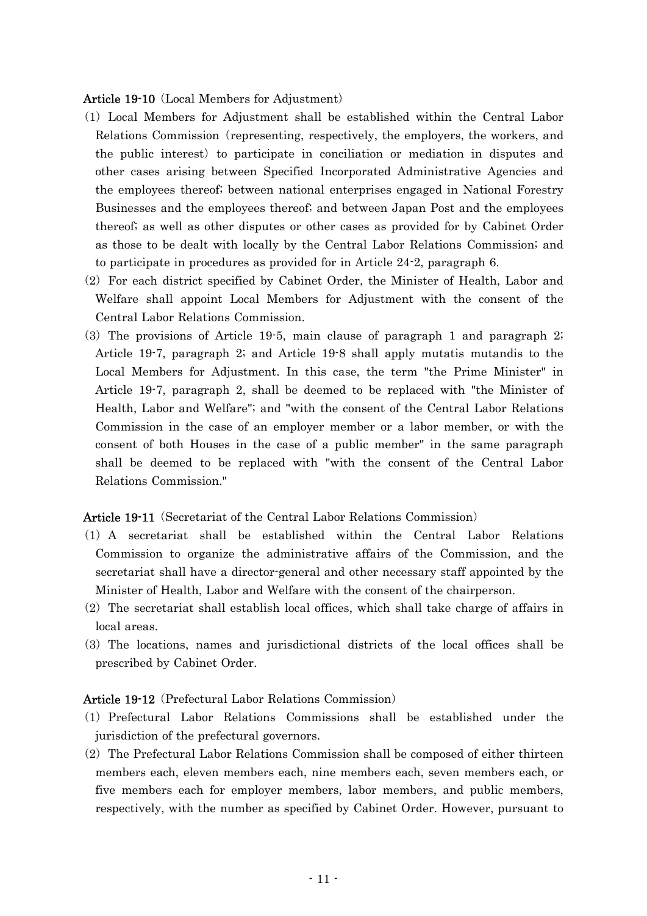**Article 19-10** (Local Members for Adjustment)

(1) Local Members for Adjustment shall be established within the Central Labor Relations Commission (representing, respectively, the employers, the workers, and the public interest) to participate in conciliation or mediation in disputes and other cases arising between Specified Incorporated Administrative Agencies and the employees thereof; between national enterprises engaged in National Forestry Businesses and the employees thereof; and between Japan Post and the employees thereof; as well as other disputes or other cases as provided for by Cabinet Order as those to be dealt with locally by the Central Labor Relations Commission; and to participate in procedures as provided for in Article 24-2, paragraph 6.

(2) For each district specified by Cabinet Order, the Minister of Health, Labor and Welfare shall appoint Local Members for Adjustment with the consent of the Central Labor Relations Commission.

(3) The provisions of Article 19-5, main clause of paragraph 1 and paragraph 2; Article 19-7, paragraph 2; and Article 19-8 shall apply mutatis mutandis to the Local Members for Adjustment. In this case, the term "the Prime Minister" in Article 19-7, paragraph 2, shall be deemed to be replaced with "the Minister of Health, Labor and Welfare"; and "with the consent of the Central Labor Relations Commission in the case of an employer member or a labor member, or with the consent of both Houses in the case of a public member" in the same paragraph shall be deemed to be replaced with "with the consent of the Central Labor Relations Commission."

**Article 19-11** (Secretariat of the Central Labor Relations Commission)

(1) A secretariat shall be established within the Central Labor Relations Commission to organize the administrative affairs of the Commission, and the secretariat shall have a director-general and other necessary staff appointed by the Minister of Health, Labor and Welfare with the consent of the chairperson.

(2) The secretariat shall establish local offices, which shall take charge of affairs in local areas.

(3) The locations, names and jurisdictional districts of the local offices shall be prescribed by Cabinet Order.

**Article 19-12** (Prefectural Labor Relations Commission)

(1) Prefectural Labor Relations Commissions shall be established under the jurisdiction of the prefectural governors.

(2) The Prefectural Labor Relations Commission shall be composed of either thirteen members each, eleven members each, nine members each, seven members each, or five members each for employer members, labor members, and public members, respectively, with the number as specified by Cabinet Order. However, pursuant to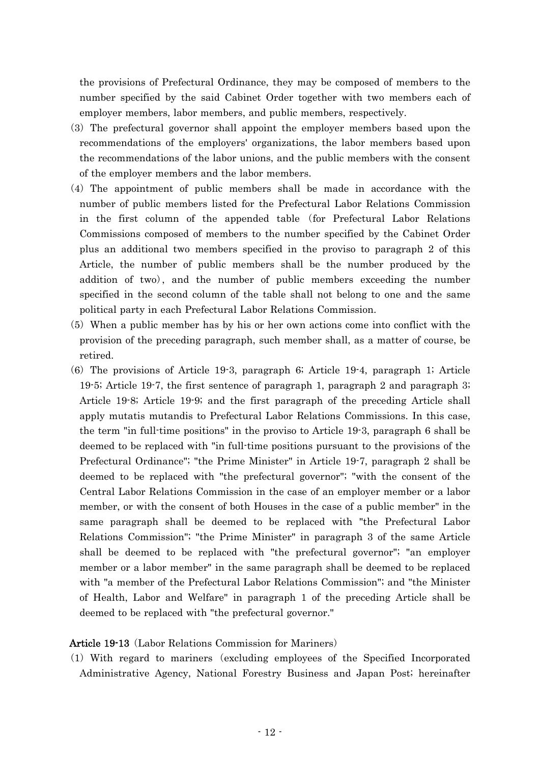the provisions of Prefectural Ordinance, they may be composed of members to the number specified by the said Cabinet Order together with two members each of employer members, labor members, and public members, respectively.

(3) The prefectural governor shall appoint the employer members based upon the recommendations of the employers' organizations, the labor members based upon the recommendations of the labor unions, and the public members with the consent of the employer members and the labor members.

(4) The appointment of public members shall be made in accordance with the number of public members listed for the Prefectural Labor Relations Commission in the first column of the appended table (for Prefectural Labor Relations Commissions composed of members to the number specified by the Cabinet Order plus an additional two members specified in the proviso to paragraph 2 of this Article, the number of public members shall be the number produced by the addition of two), and the number of public members exceeding the number specified in the second column of the table shall not belong to one and the same political party in each Prefectural Labor Relations Commission.

(5) When a public member has by his or her own actions come into conflict with the provision of the preceding paragraph, such member shall, as a matter of course, be retired.

(6) The provisions of Article 19-3, paragraph 6; Article 19-4, paragraph 1; Article 19-5; Article 19-7, the first sentence of paragraph 1, paragraph 2 and paragraph 3; Article 19-8; Article 19-9; and the first paragraph of the preceding Article shall apply mutatis mutandis to Prefectural Labor Relations Commissions. In this case, the term "in full-time positions" in the proviso to Article 19-3, paragraph 6 shall be deemed to be replaced with "in full-time positions pursuant to the provisions of the Prefectural Ordinance"; "the Prime Minister" in Article 19-7, paragraph 2 shall be deemed to be replaced with "the prefectural governor"; "with the consent of the Central Labor Relations Commission in the case of an employer member or a labor member, or with the consent of both Houses in the case of a public member" in the same paragraph shall be deemed to be replaced with "the Prefectural Labor Relations Commission"; "the Prime Minister" in paragraph 3 of the same Article shall be deemed to be replaced with "the prefectural governor"; "an employer member or a labor member" in the same paragraph shall be deemed to be replaced with "a member of the Prefectural Labor Relations Commission"; and "the Minister of Health, Labor and Welfare" in paragraph 1 of the preceding Article shall be deemed to be replaced with "the prefectural governor."

**Article 19-13** (Labor Relations Commission for Mariners)

(1) With regard to mariners (excluding employees of the Specified Incorporated Administrative Agency, National Forestry Business and Japan Post; hereinafter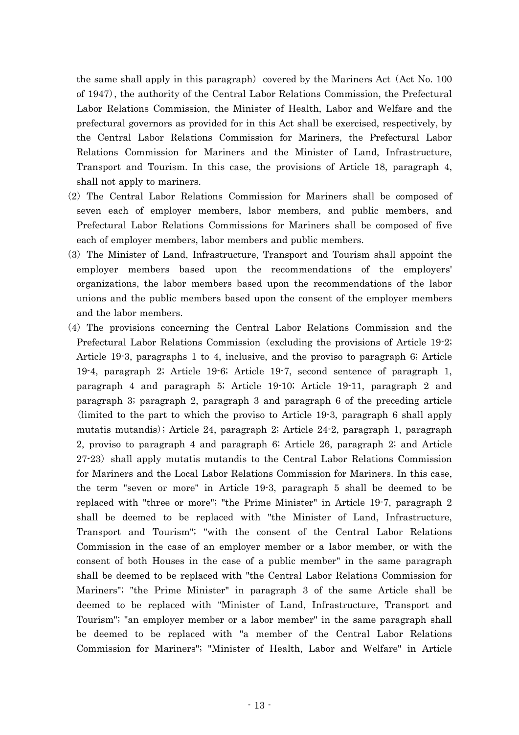the same shall apply in this paragraph) covered by the Mariners Act (Act No. 100 of 1947), the authority of the Central Labor Relations Commission, the Prefectural Labor Relations Commission, the Minister of Health, Labor and Welfare and the prefectural governors as provided for in this Act shall be exercised, respectively, by the Central Labor Relations Commission for Mariners, the Prefectural Labor Relations Commission for Mariners and the Minister of Land, Infrastructure, Transport and Tourism. In this case, the provisions of Article 18, paragraph 4, shall not apply to mariners.

(2) The Central Labor Relations Commission for Mariners shall be composed of seven each of employer members, labor members, and public members, and Prefectural Labor Relations Commissions for Mariners shall be composed of five each of employer members, labor members and public members.

(3) The Minister of Land, Infrastructure, Transport and Tourism shall appoint the employer members based upon the recommendations of the employers' organizations, the labor members based upon the recommendations of the labor unions and the public members based upon the consent of the employer members and the labor members.

(4) The provisions concerning the Central Labor Relations Commission and the Prefectural Labor Relations Commission (excluding the provisions of Article 19-2; Article 19-3, paragraphs 1 to 4, inclusive, and the proviso to paragraph 6; Article 19-4, paragraph 2; Article 19-6; Article 19-7, second sentence of paragraph 1, paragraph 4 and paragraph 5; Article 19-10; Article 19-11, paragraph 2 and paragraph 3; paragraph 2, paragraph 3 and paragraph 6 of the preceding article (limited to the part to which the proviso to Article 19-3, paragraph 6 shall apply mutatis mutandis); Article 24, paragraph 2; Article 24-2, paragraph 1, paragraph 2, proviso to paragraph 4 and paragraph 6; Article 26, paragraph 2; and Article 27-23) shall apply mutatis mutandis to the Central Labor Relations Commission for Mariners and the Local Labor Relations Commission for Mariners. In this case, the term "seven or more" in Article 19-3, paragraph 5 shall be deemed to be replaced with "three or more"; "the Prime Minister" in Article 19-7, paragraph 2 shall be deemed to be replaced with "the Minister of Land, Infrastructure, Transport and Tourism"; "with the consent of the Central Labor Relations Commission in the case of an employer member or a labor member, or with the consent of both Houses in the case of a public member" in the same paragraph shall be deemed to be replaced with "the Central Labor Relations Commission for Mariners"; "the Prime Minister" in paragraph 3 of the same Article shall be deemed to be replaced with "Minister of Land, Infrastructure, Transport and Tourism"; "an employer member or a labor member" in the same paragraph shall be deemed to be replaced with "a member of the Central Labor Relations Commission for Mariners"; "Minister of Health, Labor and Welfare" in Article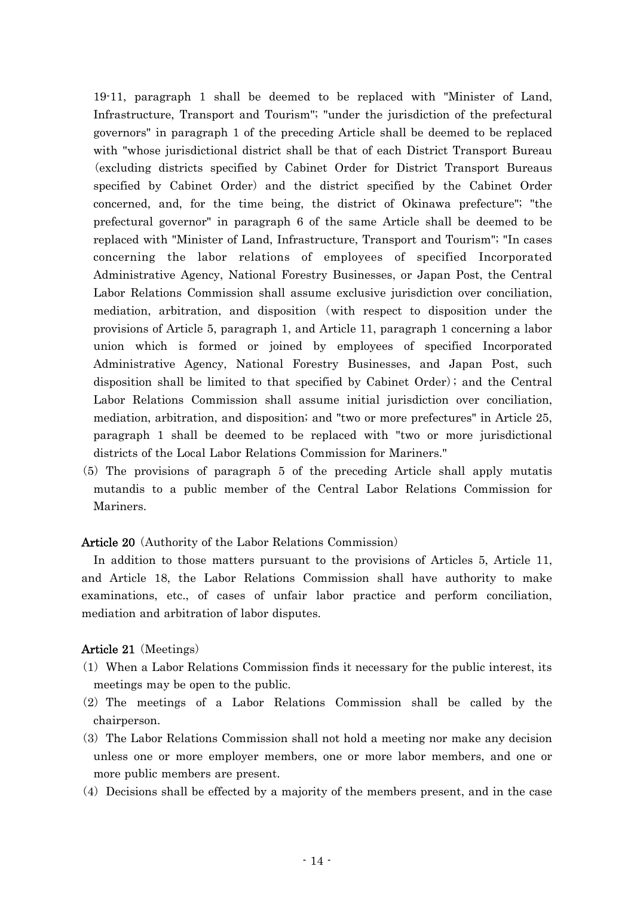19-11, paragraph 1 shall be deemed to be replaced with "Minister of Land, Infrastructure, Transport and Tourism"; "under the jurisdiction of the prefectural governors" in paragraph 1 of the preceding Article shall be deemed to be replaced with "whose jurisdictional district shall be that of each District Transport Bureau (excluding districts specified by Cabinet Order for District Transport Bureaus specified by Cabinet Order) and the district specified by the Cabinet Order concerned, and, for the time being, the district of Okinawa prefecture"; "the prefectural governor" in paragraph 6 of the same Article shall be deemed to be replaced with "Minister of Land, Infrastructure, Transport and Tourism"; "In cases concerning the labor relations of employees of specified Incorporated Administrative Agency, National Forestry Businesses, or Japan Post, the Central Labor Relations Commission shall assume exclusive jurisdiction over conciliation, mediation, arbitration, and disposition (with respect to disposition under the provisions of Article 5, paragraph 1, and Article 11, paragraph 1 concerning a labor union which is formed or joined by employees of specified Incorporated Administrative Agency, National Forestry Businesses, and Japan Post, such disposition shall be limited to that specified by Cabinet Order); and the Central Labor Relations Commission shall assume initial jurisdiction over conciliation, mediation, arbitration, and disposition; and "two or more prefectures" in Article 25, paragraph 1 shall be deemed to be replaced with "two or more jurisdictional districts of the Local Labor Relations Commission for Mariners."

(5) The provisions of paragraph 5 of the preceding Article shall apply mutatis mutandis to a public member of the Central Labor Relations Commission for Mariners.

**Article 20** (Authority of the Labor Relations Commission)

In addition to those matters pursuant to the provisions of Articles 5, Article 11, and Article 18, the Labor Relations Commission shall have authority to make examinations, etc., of cases of unfair labor practice and perform conciliation, mediation and arbitration of labor disputes.

**Article 21** (Meetings)

(1) When a Labor Relations Commission finds it necessary for the public interest, its meetings may be open to the public.

(2) The meetings of a Labor Relations Commission shall be called by the chairperson.

(3) The Labor Relations Commission shall not hold a meeting nor make any decision unless one or more employer members, one or more labor members, and one or more public members are present.

(4) Decisions shall be effected by a majority of the members present, and in the case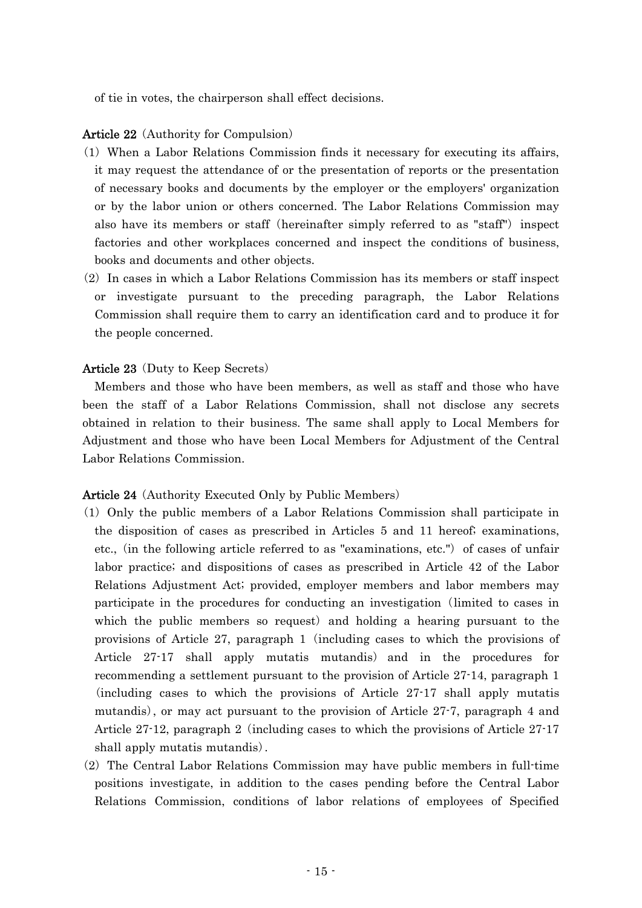of tie in votes, the chairperson shall effect decisions.

**Article 22** (Authority for Compulsion)

(1) When a Labor Relations Commission finds it necessary for executing its affairs, it may request the attendance of or the presentation of reports or the presentation of necessary books and documents by the employer or the employers' organization or by the labor union or others concerned. The Labor Relations Commission may also have its members or staff (hereinafter simply referred to as "staff") inspect factories and other workplaces concerned and inspect the conditions of business, books and documents and other objects.

(2) In cases in which a Labor Relations Commission has its members or staff inspect or investigate pursuant to the preceding paragraph, the Labor Relations Commission shall require them to carry an identification card and to produce it for the people concerned.

**Article 23** (Duty to Keep Secrets)

Members and those who have been members, as well as staff and those who have been the staff of a Labor Relations Commission, shall not disclose any secrets obtained in relation to their business. The same shall apply to Local Members for Adjustment and those who have been Local Members for Adjustment of the Central Labor Relations Commission.

**Article 24** (Authority Executed Only by Public Members)

(1) Only the public members of a Labor Relations Commission shall participate in the disposition of cases as prescribed in Articles 5 and 11 hereof; examinations, etc., (in the following article referred to as "examinations, etc.") of cases of unfair labor practice; and dispositions of cases as prescribed in Article 42 of the Labor Relations Adjustment Act; provided, employer members and labor members may participate in the procedures for conducting an investigation (limited to cases in which the public members so request) and holding a hearing pursuant to the provisions of Article 27, paragraph 1 (including cases to which the provisions of Article 27-17 shall apply mutatis mutandis) and in the procedures for recommending a settlement pursuant to the provision of Article 27-14, paragraph 1 (including cases to which the provisions of Article 27-17 shall apply mutatis mutandis), or may act pursuant to the provision of Article 27-7, paragraph 4 and Article 27-12, paragraph 2 (including cases to which the provisions of Article 27-17 shall apply mutatis mutandis).

(2) The Central Labor Relations Commission may have public members in full-time positions investigate, in addition to the cases pending before the Central Labor Relations Commission, conditions of labor relations of employees of Specified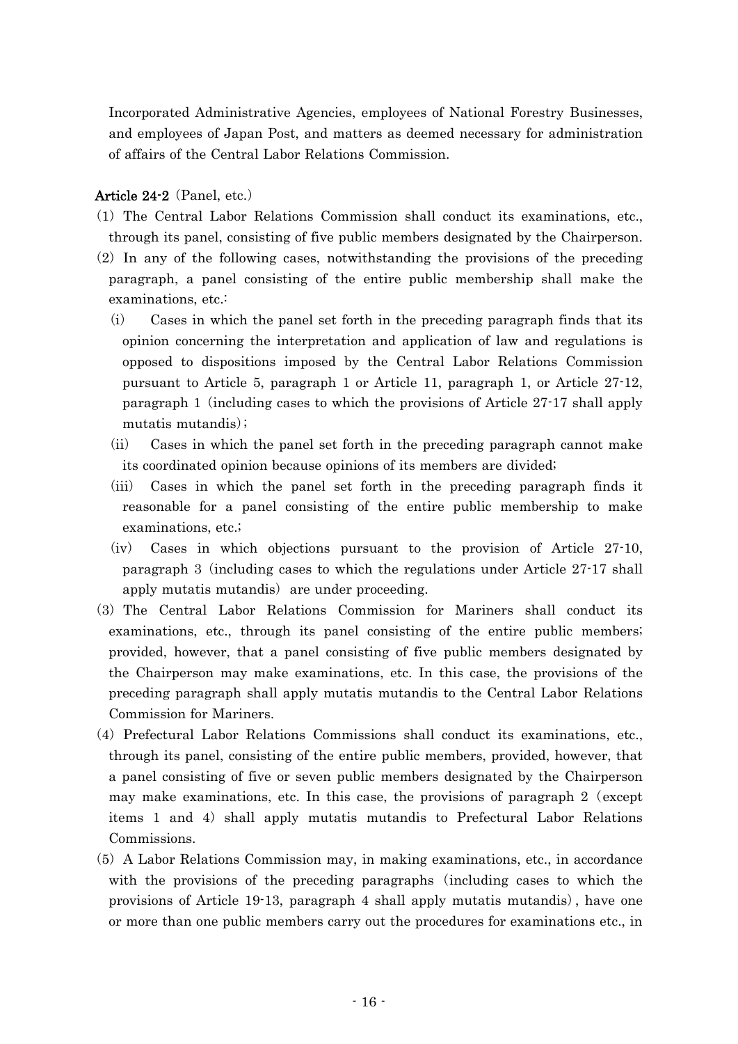Incorporated Administrative Agencies, employees of National Forestry Businesses, and employees of Japan Post, and matters as deemed necessary for administration of affairs of the Central Labor Relations Commission.

**Article 24-2** (Panel, etc.)

(1) The Central Labor Relations Commission shall conduct its examinations, etc., through its panel, consisting of five public members designated by the Chairperson.

(2) In any of the following cases, notwithstanding the provisions of the preceding paragraph, a panel consisting of the entire public membership shall make the examinations, etc.:

(i) Cases in which the panel set forth in the preceding paragraph finds that its opinion concerning the interpretation and application of law and regulations is opposed to dispositions imposed by the Central Labor Relations Commission pursuant to Article 5, paragraph 1 or Article 11, paragraph 1, or Article 27-12, paragraph 1 (including cases to which the provisions of Article 27-17 shall apply mutatis mutandis);

(ii) Cases in which the panel set forth in the preceding paragraph cannot make its coordinated opinion because opinions of its members are divided;

(iii) Cases in which the panel set forth in the preceding paragraph finds it reasonable for a panel consisting of the entire public membership to make examinations, etc.;

(iv) Cases in which objections pursuant to the provision of Article 27-10, paragraph 3 (including cases to which the regulations under Article 27-17 shall apply mutatis mutandis) are under proceeding.

(3) The Central Labor Relations Commission for Mariners shall conduct its examinations, etc., through its panel consisting of the entire public members; provided, however, that a panel consisting of five public members designated by the Chairperson may make examinations, etc. In this case, the provisions of the preceding paragraph shall apply mutatis mutandis to the Central Labor Relations Commission for Mariners.

(4) Prefectural Labor Relations Commissions shall conduct its examinations, etc., through its panel, consisting of the entire public members, provided, however, that a panel consisting of five or seven public members designated by the Chairperson may make examinations, etc. In this case, the provisions of paragraph 2 (except items 1 and 4) shall apply mutatis mutandis to Prefectural Labor Relations Commissions.

(5) A Labor Relations Commission may, in making examinations, etc., in accordance with the provisions of the preceding paragraphs (including cases to which the provisions of Article 19-13, paragraph 4 shall apply mutatis mutandis), have one or more than one public members carry out the procedures for examinations etc., in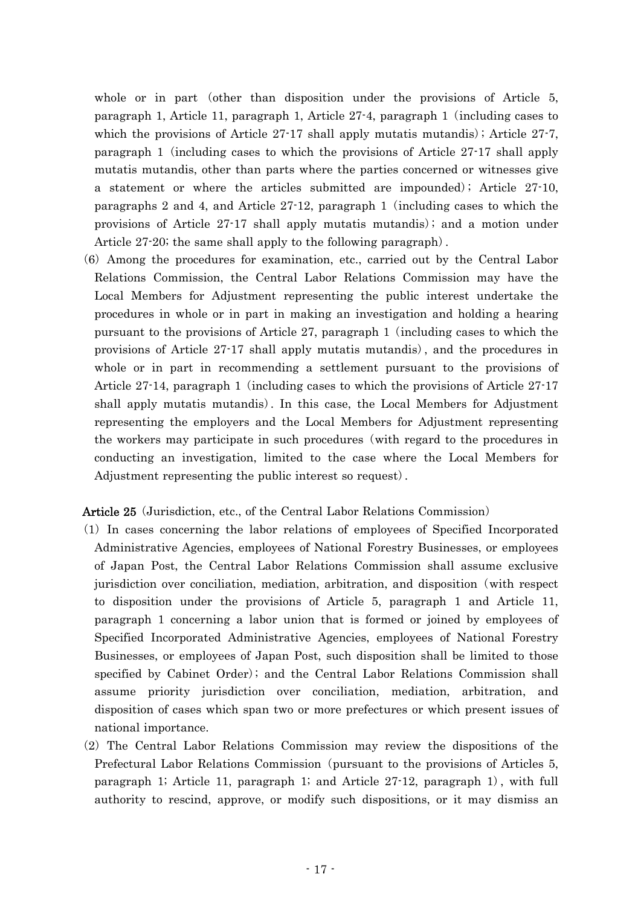whole or in part（other than disposition under the provisions of Article 5, paragraph 1, Article 11, paragraph 1, Article 27-4, paragraph 1（including cases to which the provisions of Article 27-17 shall apply mutatis mutandis）; Article 27-7, paragraph 1（including cases to which the provisions of Article 27-17 shall apply mutatis mutandis, other than parts where the parties concerned or witnesses give a statement or where the articles submitted are impounded）; Article 27-10, paragraphs 2 and 4, and Article 27-12, paragraph 1（including cases to which the provisions of Article 27-17 shall apply mutatis mutandis）; and a motion under Article 27-20; the same shall apply to the following paragraph）.

(6) Among the procedures for examination, etc., carried out by the Central Labor Relations Commission, the Central Labor Relations Commission may have the Local Members for Adjustment representing the public interest undertake the procedures in whole or in part in making an investigation and holding a hearing pursuant to the provisions of Article 27, paragraph 1（including cases to which the provisions of Article 27-17 shall apply mutatis mutandis）, and the procedures in whole or in part in recommending a settlement pursuant to the provisions of Article 27-14, paragraph 1（including cases to which the provisions of Article 27-17 shall apply mutatis mutandis）. In this case, the Local Members for Adjustment representing the employers and the Local Members for Adjustment representing the workers may participate in such procedures（with regard to the procedures in conducting an investigation, limited to the case where the Local Members for Adjustment representing the public interest so request）.

**Article 25**（Jurisdiction, etc., of the Central Labor Relations Commission）

(1) In cases concerning the labor relations of employees of Specified Incorporated Administrative Agencies, employees of National Forestry Businesses, or employees of Japan Post, the Central Labor Relations Commission shall assume exclusive jurisdiction over conciliation, mediation, arbitration, and disposition（with respect to disposition under the provisions of Article 5, paragraph 1 and Article 11, paragraph 1 concerning a labor union that is formed or joined by employees of Specified Incorporated Administrative Agencies, employees of National Forestry Businesses, or employees of Japan Post, such disposition shall be limited to those specified by Cabinet Order）; and the Central Labor Relations Commission shall assume priority jurisdiction over conciliation, mediation, arbitration, and disposition of cases which span two or more prefectures or which present issues of national importance.

(2) The Central Labor Relations Commission may review the dispositions of the Prefectural Labor Relations Commission（pursuant to the provisions of Articles 5, paragraph 1; Article 11, paragraph 1; and Article 27-12, paragraph 1）, with full authority to rescind, approve, or modify such dispositions, or it may dismiss an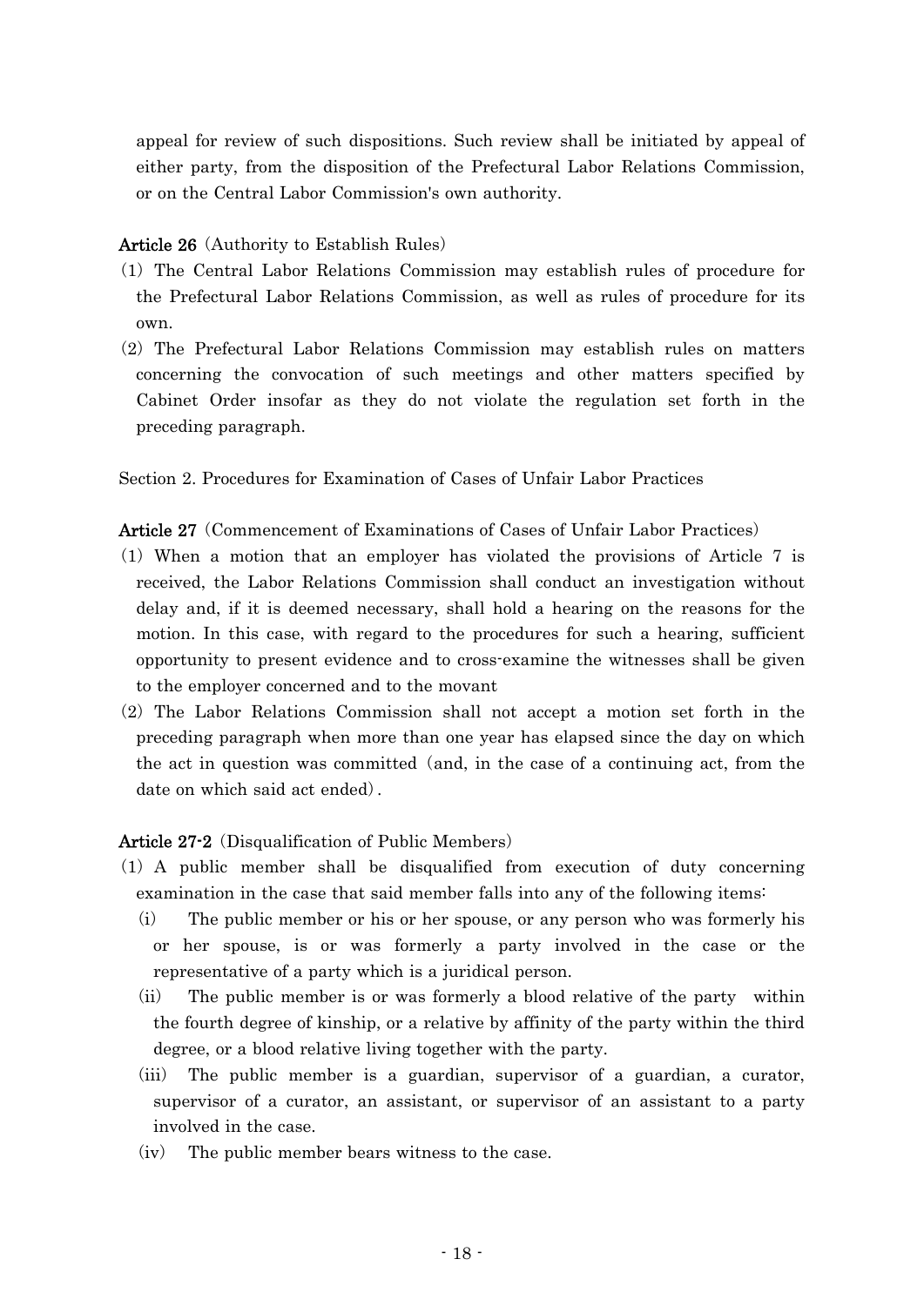appeal for review of such dispositions. Such review shall be initiated by appeal of either party, from the disposition of the Prefectural Labor Relations Commission, or on the Central Labor Commission's own authority.

**Article 26** (Authority to Establish Rules)

(1) The Central Labor Relations Commission may establish rules of procedure for the Prefectural Labor Relations Commission, as well as rules of procedure for its own.

(2) The Prefectural Labor Relations Commission may establish rules on matters concerning the convocation of such meetings and other matters specified by Cabinet Order insofar as they do not violate the regulation set forth in the preceding paragraph.

Section 2. Procedures for Examination of Cases of Unfair Labor Practices

**Article 27** (Commencement of Examinations of Cases of Unfair Labor Practices)

(1) When a motion that an employer has violated the provisions of Article 7 is received, the Labor Relations Commission shall conduct an investigation without delay and, if it is deemed necessary, shall hold a hearing on the reasons for the motion. In this case, with regard to the procedures for such a hearing, sufficient opportunity to present evidence and to cross-examine the witnesses shall be given to the employer concerned and to the movant

(2) The Labor Relations Commission shall not accept a motion set forth in the preceding paragraph when more than one year has elapsed since the day on which the act in question was committed (and, in the case of a continuing act, from the date on which said act ended).

**Article 27-2** (Disqualification of Public Members)

(1) A public member shall be disqualified from execution of duty concerning examination in the case that said member falls into any of the following items:

(i) The public member or his or her spouse, or any person who was formerly his or her spouse, is or was formerly a party involved in the case or the representative of a party which is a juridical person.

(ii) The public member is or was formerly a blood relative of the party within the fourth degree of kinship, or a relative by affinity of the party within the third degree, or a blood relative living together with the party.

(iii) The public member is a guardian, supervisor of a guardian, a curator, supervisor of a curator, an assistant, or supervisor of an assistant to a party involved in the case.

(iv) The public member bears witness to the case.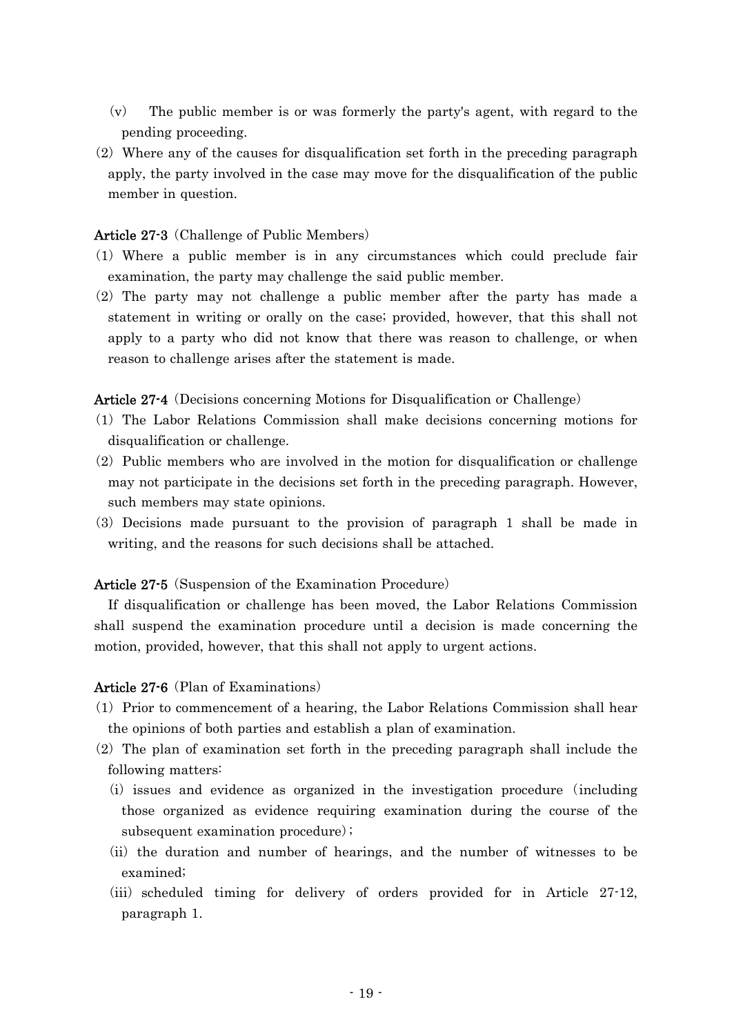(v) The public member is or was formerly the party's agent, with regard to the pending proceeding.

(2) Where any of the causes for disqualification set forth in the preceding paragraph apply, the party involved in the case may move for the disqualification of the public member in question.

**Article 27-3** (Challenge of Public Members)

(1) Where a public member is in any circumstances which could preclude fair examination, the party may challenge the said public member.

(2) The party may not challenge a public member after the party has made a statement in writing or orally on the case; provided, however, that this shall not apply to a party who did not know that there was reason to challenge, or when reason to challenge arises after the statement is made.

**Article 27-4** (Decisions concerning Motions for Disqualification or Challenge)

(1) The Labor Relations Commission shall make decisions concerning motions for disqualification or challenge.

(2) Public members who are involved in the motion for disqualification or challenge may not participate in the decisions set forth in the preceding paragraph. However, such members may state opinions.

(3) Decisions made pursuant to the provision of paragraph 1 shall be made in writing, and the reasons for such decisions shall be attached.

**Article 27-5** (Suspension of the Examination Procedure)

If disqualification or challenge has been moved, the Labor Relations Commission shall suspend the examination procedure until a decision is made concerning the motion, provided, however, that this shall not apply to urgent actions.

**Article 27-6** (Plan of Examinations)

(1) Prior to commencement of a hearing, the Labor Relations Commission shall hear the opinions of both parties and establish a plan of examination.

(2) The plan of examination set forth in the preceding paragraph shall include the following matters:

(i) issues and evidence as organized in the investigation procedure (including those organized as evidence requiring examination during the course of the subsequent examination procedure);

(ii) the duration and number of hearings, and the number of witnesses to be examined;

(iii) scheduled timing for delivery of orders provided for in Article 27-12, paragraph 1.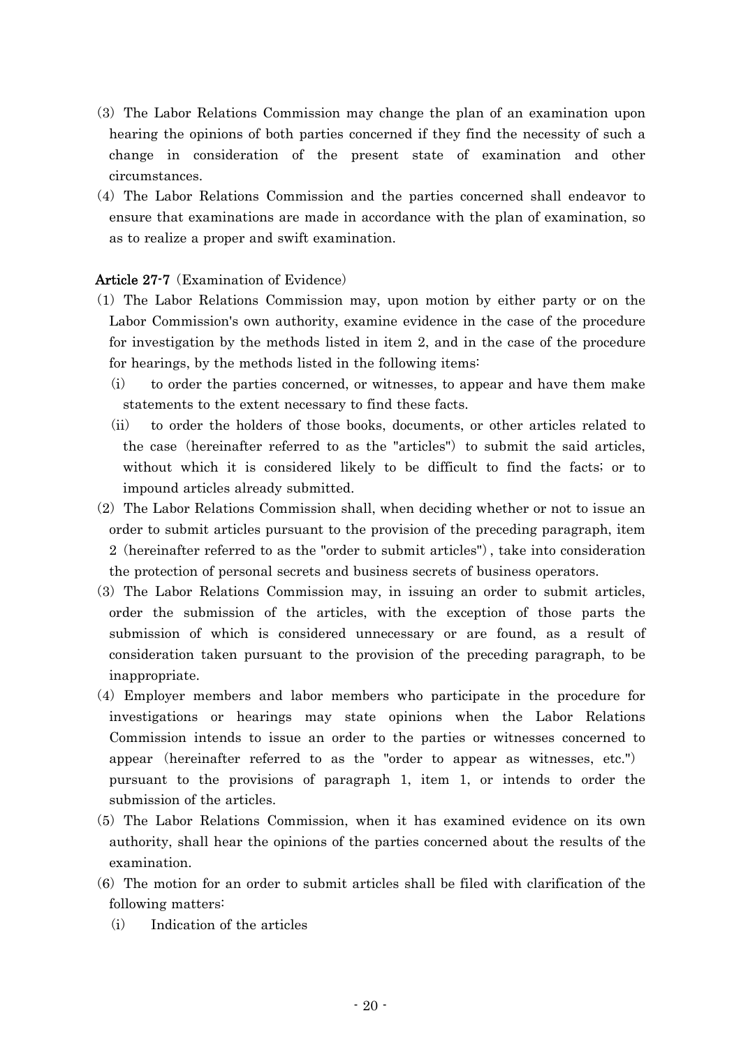(3) The Labor Relations Commission may change the plan of an examination upon hearing the opinions of both parties concerned if they find the necessity of such a change in consideration of the present state of examination and other circumstances.

(4) The Labor Relations Commission and the parties concerned shall endeavor to ensure that examinations are made in accordance with the plan of examination, so as to realize a proper and swift examination.

**Article 27-7** (Examination of Evidence)

(1) The Labor Relations Commission may, upon motion by either party or on the Labor Commission's own authority, examine evidence in the case of the procedure for investigation by the methods listed in item 2, and in the case of the procedure for hearings, by the methods listed in the following items:

(i) to order the parties concerned, or witnesses, to appear and have them make statements to the extent necessary to find these facts.

(ii) to order the holders of those books, documents, or other articles related to the case (hereinafter referred to as the "articles") to submit the said articles, without which it is considered likely to be difficult to find the facts; or to impound articles already submitted.

(2) The Labor Relations Commission shall, when deciding whether or not to issue an order to submit articles pursuant to the provision of the preceding paragraph, item 2 (hereinafter referred to as the "order to submit articles"), take into consideration the protection of personal secrets and business secrets of business operators.

(3) The Labor Relations Commission may, in issuing an order to submit articles, order the submission of the articles, with the exception of those parts the submission of which is considered unnecessary or are found, as a result of consideration taken pursuant to the provision of the preceding paragraph, to be inappropriate.

(4) Employer members and labor members who participate in the procedure for investigations or hearings may state opinions when the Labor Relations Commission intends to issue an order to the parties or witnesses concerned to appear (hereinafter referred to as the "order to appear as witnesses, etc.") pursuant to the provisions of paragraph 1, item 1, or intends to order the submission of the articles.

(5) The Labor Relations Commission, when it has examined evidence on its own authority, shall hear the opinions of the parties concerned about the results of the examination.

(6) The motion for an order to submit articles shall be filed with clarification of the following matters:

(i) Indication of the articles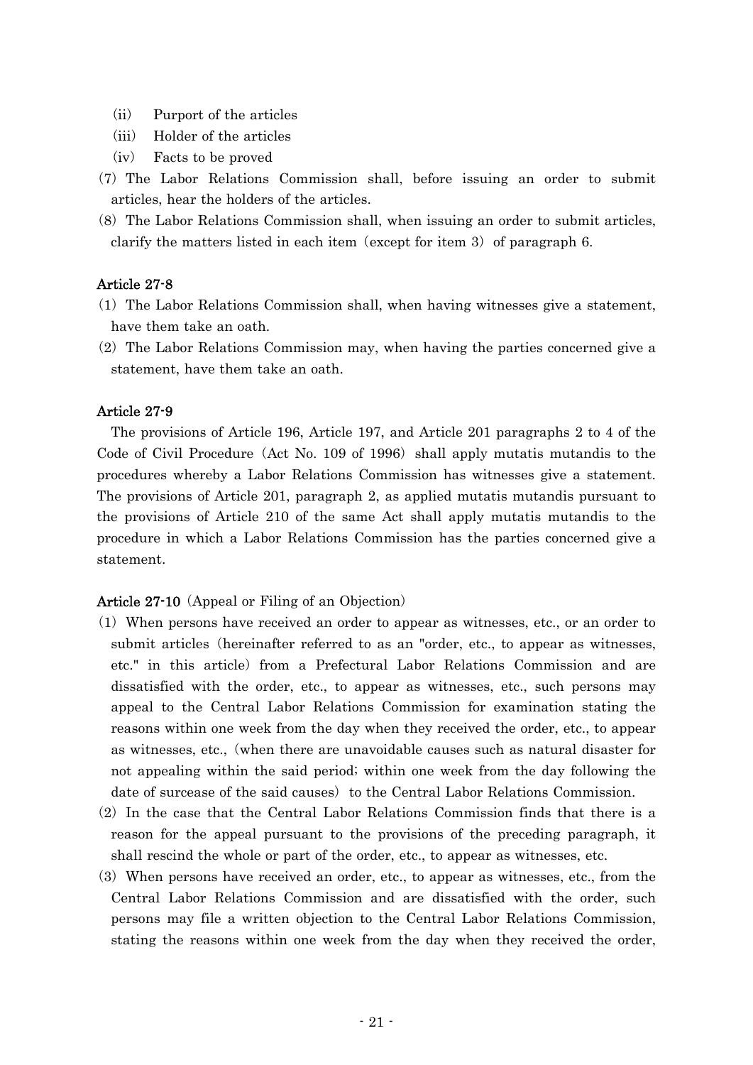(ii) Purport of the articles

(iii) Holder of the articles

(iv) Facts to be proved

(7) The Labor Relations Commission shall, before issuing an order to submit articles, hear the holders of the articles.

(8) The Labor Relations Commission shall, when issuing an order to submit articles, clarify the matters listed in each item (except for item 3) of paragraph 6.

**Article 27-8**

(1) The Labor Relations Commission shall, when having witnesses give a statement, have them take an oath.

(2) The Labor Relations Commission may, when having the parties concerned give a statement, have them take an oath.

**Article 27-9**

The provisions of Article 196, Article 197, and Article 201 paragraphs 2 to 4 of the Code of Civil Procedure (Act No. 109 of 1996) shall apply mutatis mutandis to the procedures whereby a Labor Relations Commission has witnesses give a statement. The provisions of Article 201, paragraph 2, as applied mutatis mutandis pursuant to the provisions of Article 210 of the same Act shall apply mutatis mutandis to the procedure in which a Labor Relations Commission has the parties concerned give a statement.

**Article 27-10** (Appeal or Filing of an Objection)

(1) When persons have received an order to appear as witnesses, etc., or an order to submit articles (hereinafter referred to as an "order, etc., to appear as witnesses, etc." in this article) from a Prefectural Labor Relations Commission and are dissatisfied with the order, etc., to appear as witnesses, etc., such persons may appeal to the Central Labor Relations Commission for examination stating the reasons within one week from the day when they received the order, etc., to appear as witnesses, etc., (when there are unavoidable causes such as natural disaster for not appealing within the said period; within one week from the day following the date of surcease of the said causes) to the Central Labor Relations Commission.

(2) In the case that the Central Labor Relations Commission finds that there is a reason for the appeal pursuant to the provisions of the preceding paragraph, it shall rescind the whole or part of the order, etc., to appear as witnesses, etc.

(3) When persons have received an order, etc., to appear as witnesses, etc., from the Central Labor Relations Commission and are dissatisfied with the order, such persons may file a written objection to the Central Labor Relations Commission, stating the reasons within one week from the day when they received the order,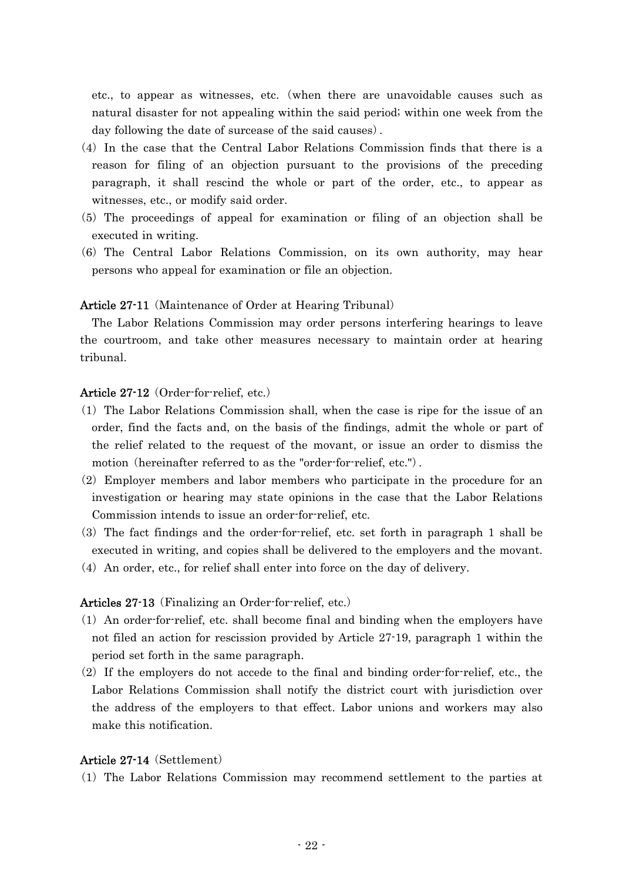etc., to appear as witnesses, etc. (when there are unavoidable causes such as natural disaster for not appealing within the said period; within one week from the day following the date of surcease of the said causes).

(4) In the case that the Central Labor Relations Commission finds that there is a reason for filing of an objection pursuant to the provisions of the preceding paragraph, it shall rescind the whole or part of the order, etc., to appear as witnesses, etc., or modify said order.

(5) The proceedings of appeal for examination or filing of an objection shall be executed in writing.

(6) The Central Labor Relations Commission, on its own authority, may hear persons who appeal for examination or file an objection.

**Article 27-11** (Maintenance of Order at Hearing Tribunal)

The Labor Relations Commission may order persons interfering hearings to leave the courtroom, and take other measures necessary to maintain order at hearing tribunal.

**Article 27-12** (Order-for-relief, etc.)

(1) The Labor Relations Commission shall, when the case is ripe for the issue of an order, find the facts and, on the basis of the findings, admit the whole or part of the relief related to the request of the movant, or issue an order to dismiss the motion (hereinafter referred to as the "order-for-relief, etc.").

(2) Employer members and labor members who participate in the procedure for an investigation or hearing may state opinions in the case that the Labor Relations Commission intends to issue an order-for-relief, etc.

(3) The fact findings and the order-for-relief, etc. set forth in paragraph 1 shall be executed in writing, and copies shall be delivered to the employers and the movant.

(4) An order, etc., for relief shall enter into force on the day of delivery.

**Articles 27-13** (Finalizing an Order-for-relief, etc.)

(1) An order-for-relief, etc. shall become final and binding when the employers have not filed an action for rescission provided by Article 27-19, paragraph 1 within the period set forth in the same paragraph.

(2) If the employers do not accede to the final and binding order-for-relief, etc., the Labor Relations Commission shall notify the district court with jurisdiction over the address of the employers to that effect. Labor unions and workers may also make this notification.

**Article 27-14** (Settlement)

(1) The Labor Relations Commission may recommend settlement to the parties at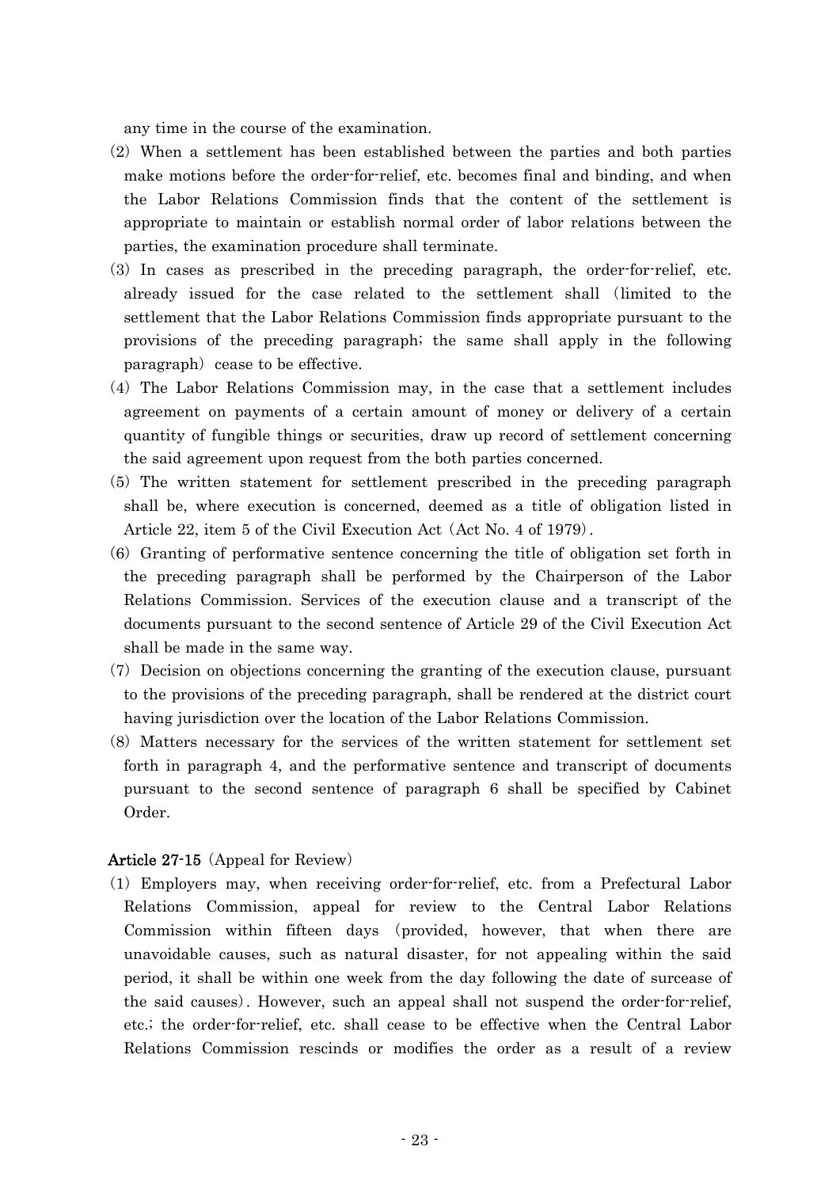any time in the course of the examination.

(2) When a settlement has been established between the parties and both parties make motions before the order-for-relief, etc. becomes final and binding, and when the Labor Relations Commission finds that the content of the settlement is appropriate to maintain or establish normal order of labor relations between the parties, the examination procedure shall terminate.

(3) In cases as prescribed in the preceding paragraph, the order-for-relief, etc. already issued for the case related to the settlement shall (limited to the settlement that the Labor Relations Commission finds appropriate pursuant to the provisions of the preceding paragraph; the same shall apply in the following paragraph) cease to be effective.

(4) The Labor Relations Commission may, in the case that a settlement includes agreement on payments of a certain amount of money or delivery of a certain quantity of fungible things or securities, draw up record of settlement concerning the said agreement upon request from the both parties concerned.

(5) The written statement for settlement prescribed in the preceding paragraph shall be, where execution is concerned, deemed as a title of obligation listed in Article 22, item 5 of the Civil Execution Act (Act No. 4 of 1979).

(6) Granting of performative sentence concerning the title of obligation set forth in the preceding paragraph shall be performed by the Chairperson of the Labor Relations Commission. Services of the execution clause and a transcript of the documents pursuant to the second sentence of Article 29 of the Civil Execution Act shall be made in the same way.

(7) Decision on objections concerning the granting of the execution clause, pursuant to the provisions of the preceding paragraph, shall be rendered at the district court having jurisdiction over the location of the Labor Relations Commission.

(8) Matters necessary for the services of the written statement for settlement set forth in paragraph 4, and the performative sentence and transcript of documents pursuant to the second sentence of paragraph 6 shall be specified by Cabinet Order.

**Article 27-15** (Appeal for Review)

(1) Employers may, when receiving order-for-relief, etc. from a Prefectural Labor Relations Commission, appeal for review to the Central Labor Relations Commission within fifteen days (provided, however, that when there are unavoidable causes, such as natural disaster, for not appealing within the said period, it shall be within one week from the day following the date of surcease of the said causes). However, such an appeal shall not suspend the order-for-relief, etc.; the order-for-relief, etc. shall cease to be effective when the Central Labor Relations Commission rescinds or modifies the order as a result of a review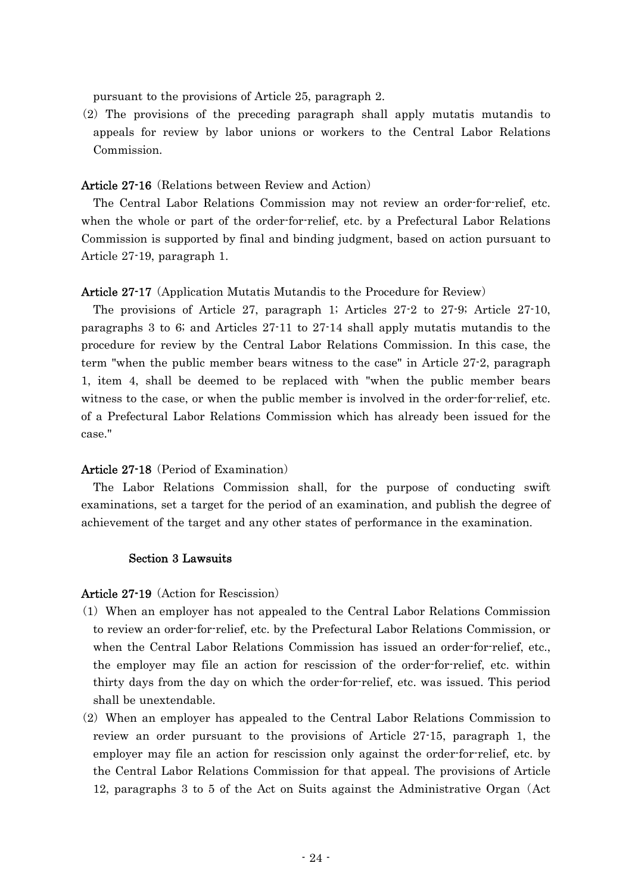pursuant to the provisions of Article 25, paragraph 2.

(2) The provisions of the preceding paragraph shall apply mutatis mutandis to appeals for review by labor unions or workers to the Central Labor Relations Commission.

**Article 27-16** (Relations between Review and Action)

The Central Labor Relations Commission may not review an order-for-relief, etc. when the whole or part of the order-for-relief, etc. by a Prefectural Labor Relations Commission is supported by final and binding judgment, based on action pursuant to Article 27-19, paragraph 1.

**Article 27-17** (Application Mutatis Mutandis to the Procedure for Review)

The provisions of Article 27, paragraph 1; Articles 27-2 to 27-9; Article 27-10, paragraphs 3 to 6; and Articles 27-11 to 27-14 shall apply mutatis mutandis to the procedure for review by the Central Labor Relations Commission. In this case, the term "when the public member bears witness to the case" in Article 27-2, paragraph 1, item 4, shall be deemed to be replaced with "when the public member bears witness to the case, or when the public member is involved in the order-for-relief, etc. of a Prefectural Labor Relations Commission which has already been issued for the case."

**Article 27-18** (Period of Examination)

The Labor Relations Commission shall, for the purpose of conducting swift examinations, set a target for the period of an examination, and publish the degree of achievement of the target and any other states of performance in the examination.

### Section 3 Lawsuits

**Article 27-19** (Action for Rescission)

(1) When an employer has not appealed to the Central Labor Relations Commission to review an order-for-relief, etc. by the Prefectural Labor Relations Commission, or when the Central Labor Relations Commission has issued an order-for-relief, etc., the employer may file an action for rescission of the order-for-relief, etc. within thirty days from the day on which the order-for-relief, etc. was issued. This period shall be unextendable.

(2) When an employer has appealed to the Central Labor Relations Commission to review an order pursuant to the provisions of Article 27-15, paragraph 1, the employer may file an action for rescission only against the order-for-relief, etc. by the Central Labor Relations Commission for that appeal. The provisions of Article 12, paragraphs 3 to 5 of the Act on Suits against the Administrative Organ (Act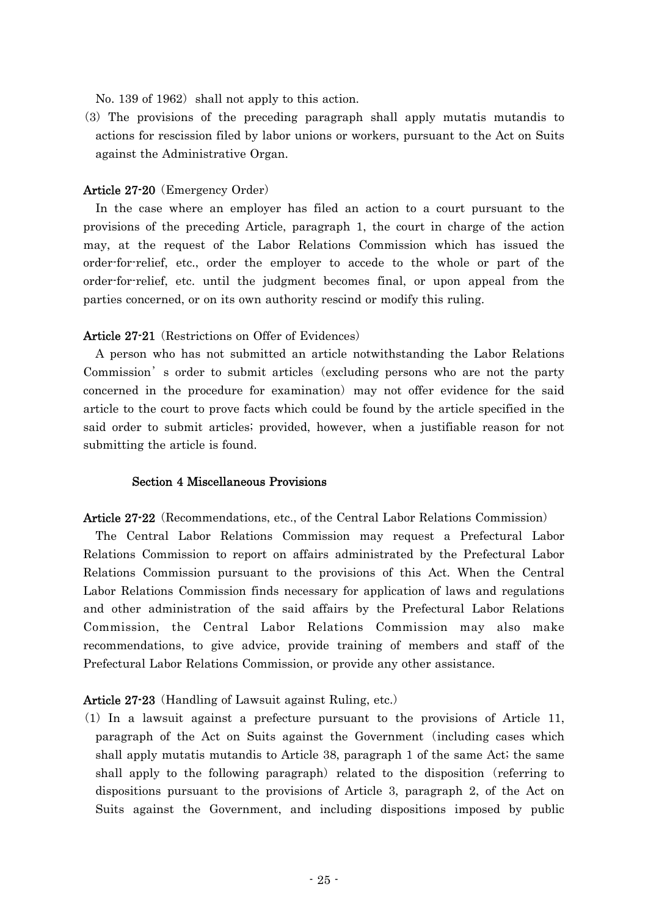No. 139 of 1962) shall not apply to this action.

(3) The provisions of the preceding paragraph shall apply mutatis mutandis to actions for rescission filed by labor unions or workers, pursuant to the Act on Suits against the Administrative Organ.

**Article 27-20** (Emergency Order)

In the case where an employer has filed an action to a court pursuant to the provisions of the preceding Article, paragraph 1, the court in charge of the action may, at the request of the Labor Relations Commission which has issued the order-for-relief, etc., order the employer to accede to the whole or part of the order-for-relief, etc. until the judgment becomes final, or upon appeal from the parties concerned, or on its own authority rescind or modify this ruling.

**Article 27-21** (Restrictions on Offer of Evidences)

A person who has not submitted an article notwithstanding the Labor Relations Commission' s order to submit articles (excluding persons who are not the party concerned in the procedure for examination) may not offer evidence for the said article to the court to prove facts which could be found by the article specified in the said order to submit articles; provided, however, when a justifiable reason for not submitting the article is found.

### Section 4 Miscellaneous Provisions

**Article 27-22** (Recommendations, etc., of the Central Labor Relations Commission)

The Central Labor Relations Commission may request a Prefectural Labor Relations Commission to report on affairs administrated by the Prefectural Labor Relations Commission pursuant to the provisions of this Act. When the Central Labor Relations Commission finds necessary for application of laws and regulations and other administration of the said affairs by the Prefectural Labor Relations Commission, the Central Labor Relations Commission may also make recommendations, to give advice, provide training of members and staff of the Prefectural Labor Relations Commission, or provide any other assistance.

**Article 27-23** (Handling of Lawsuit against Ruling, etc.)

(1) In a lawsuit against a prefecture pursuant to the provisions of Article 11, paragraph of the Act on Suits against the Government (including cases which shall apply mutatis mutandis to Article 38, paragraph 1 of the same Act; the same shall apply to the following paragraph) related to the disposition (referring to dispositions pursuant to the provisions of Article 3, paragraph 2, of the Act on Suits against the Government, and including dispositions imposed by public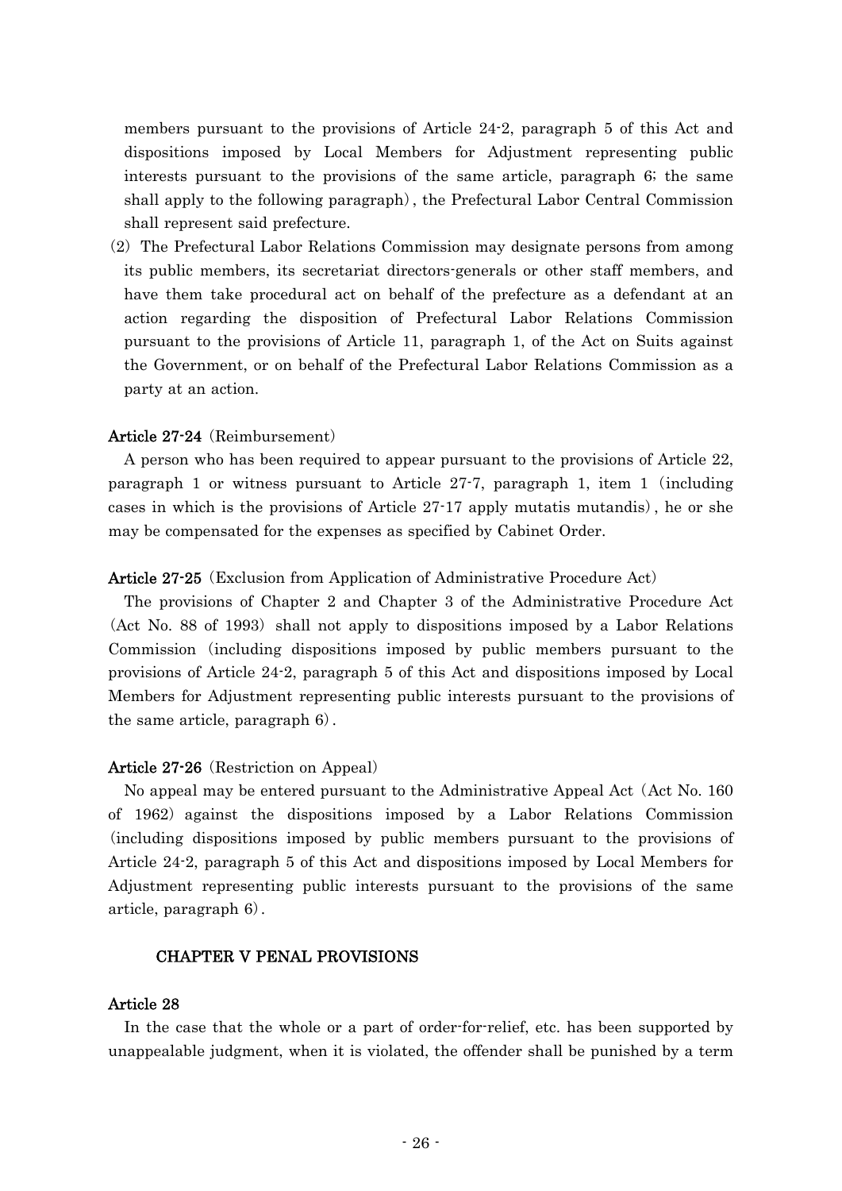members pursuant to the provisions of Article 24-2, paragraph 5 of this Act and dispositions imposed by Local Members for Adjustment representing public interests pursuant to the provisions of the same article, paragraph 6; the same shall apply to the following paragraph), the Prefectural Labor Central Commission shall represent said prefecture.

(2) The Prefectural Labor Relations Commission may designate persons from among its public members, its secretariat directors-generals or other staff members, and have them take procedural act on behalf of the prefecture as a defendant at an action regarding the disposition of Prefectural Labor Relations Commission pursuant to the provisions of Article 11, paragraph 1, of the Act on Suits against the Government, or on behalf of the Prefectural Labor Relations Commission as a party at an action.

**Article 27-24** (Reimbursement)

A person who has been required to appear pursuant to the provisions of Article 22, paragraph 1 or witness pursuant to Article 27-7, paragraph 1, item 1 (including cases in which is the provisions of Article 27-17 apply mutatis mutandis), he or she may be compensated for the expenses as specified by Cabinet Order.

**Article 27-25** (Exclusion from Application of Administrative Procedure Act)

The provisions of Chapter 2 and Chapter 3 of the Administrative Procedure Act (Act No. 88 of 1993) shall not apply to dispositions imposed by a Labor Relations Commission (including dispositions imposed by public members pursuant to the provisions of Article 24-2, paragraph 5 of this Act and dispositions imposed by Local Members for Adjustment representing public interests pursuant to the provisions of the same article, paragraph 6).

**Article 27-26** (Restriction on Appeal)

No appeal may be entered pursuant to the Administrative Appeal Act (Act No. 160 of 1962) against the dispositions imposed by a Labor Relations Commission (including dispositions imposed by public members pursuant to the provisions of Article 24-2, paragraph 5 of this Act and dispositions imposed by Local Members for Adjustment representing public interests pursuant to the provisions of the same article, paragraph 6).

## CHAPTER V PENAL PROVISIONS

**Article 28**

In the case that the whole or a part of order-for-relief, etc. has been supported by unappealable judgment, when it is violated, the offender shall be punished by a term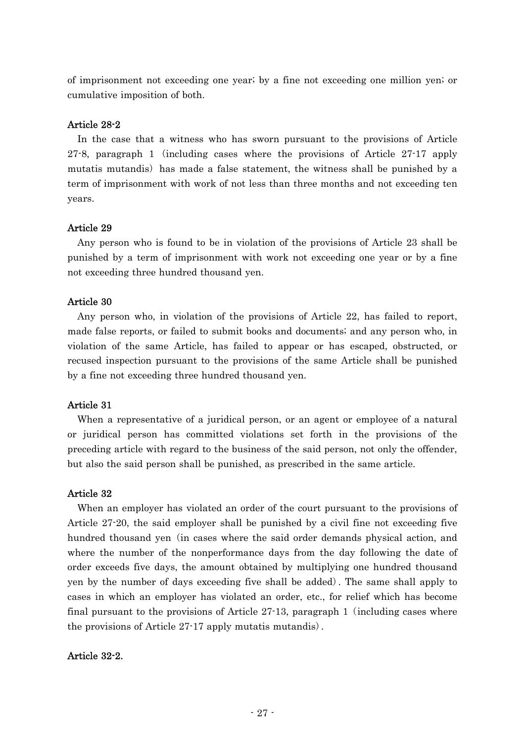of imprisonment not exceeding one year; by a fine not exceeding one million yen; or cumulative imposition of both.

#### Article 28-2

In the case that a witness who has sworn pursuant to the provisions of Article 27-8, paragraph 1 (including cases where the provisions of Article 27-17 apply mutatis mutandis) has made a false statement, the witness shall be punished by a term of imprisonment with work of not less than three months and not exceeding ten years.

#### Article 29

Any person who is found to be in violation of the provisions of Article 23 shall be punished by a term of imprisonment with work not exceeding one year or by a fine not exceeding three hundred thousand yen.

#### Article 30

Any person who, in violation of the provisions of Article 22, has failed to report, made false reports, or failed to submit books and documents; and any person who, in violation of the same Article, has failed to appear or has escaped, obstructed, or recused inspection pursuant to the provisions of the same Article shall be punished by a fine not exceeding three hundred thousand yen.

#### Article 31

When a representative of a juridical person, or an agent or employee of a natural or juridical person has committed violations set forth in the provisions of the preceding article with regard to the business of the said person, not only the offender, but also the said person shall be punished, as prescribed in the same article.

#### Article 32

When an employer has violated an order of the court pursuant to the provisions of Article 27-20, the said employer shall be punished by a civil fine not exceeding five hundred thousand yen (in cases where the said order demands physical action, and where the number of the nonperformance days from the day following the date of order exceeds five days, the amount obtained by multiplying one hundred thousand yen by the number of days exceeding five shall be added). The same shall apply to cases in which an employer has violated an order, etc., for relief which has become final pursuant to the provisions of Article 27-13, paragraph 1 (including cases where the provisions of Article 27-17 apply mutatis mutandis).

#### Article 32-2.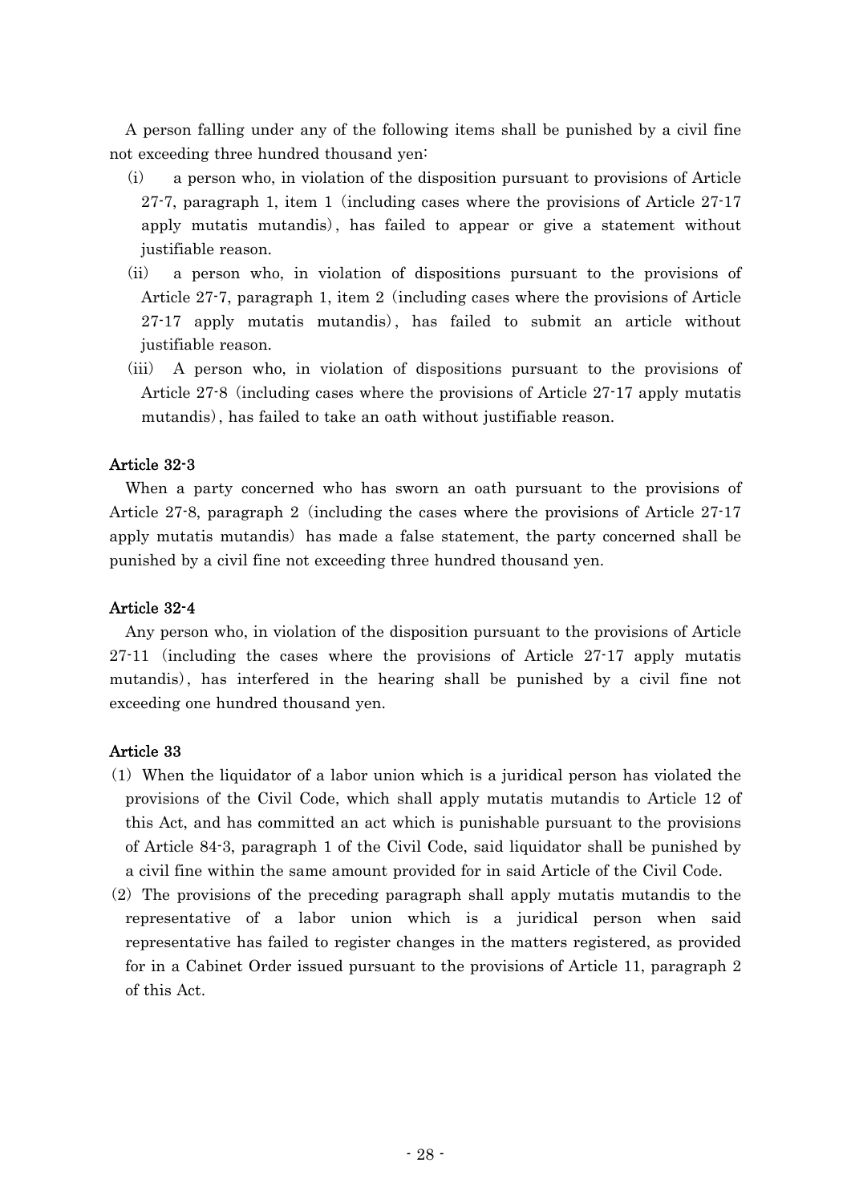A person falling under any of the following items shall be punished by a civil fine not exceeding three hundred thousand yen:

(i) a person who, in violation of the disposition pursuant to provisions of Article 27-7, paragraph 1, item 1 (including cases where the provisions of Article 27-17 apply mutatis mutandis), has failed to appear or give a statement without justifiable reason.

(ii) a person who, in violation of dispositions pursuant to the provisions of Article 27-7, paragraph 1, item 2 (including cases where the provisions of Article 27-17 apply mutatis mutandis), has failed to submit an article without justifiable reason.

(iii) A person who, in violation of dispositions pursuant to the provisions of Article 27-8 (including cases where the provisions of Article 27-17 apply mutatis mutandis), has failed to take an oath without justifiable reason.

#### Article 32-3

When a party concerned who has sworn an oath pursuant to the provisions of Article 27-8, paragraph 2 (including the cases where the provisions of Article 27-17 apply mutatis mutandis) has made a false statement, the party concerned shall be punished by a civil fine not exceeding three hundred thousand yen.

#### Article 32-4

Any person who, in violation of the disposition pursuant to the provisions of Article 27-11 (including the cases where the provisions of Article 27-17 apply mutatis mutandis), has interfered in the hearing shall be punished by a civil fine not exceeding one hundred thousand yen.

#### Article 33

(1) When the liquidator of a labor union which is a juridical person has violated the provisions of the Civil Code, which shall apply mutatis mutandis to Article 12 of this Act, and has committed an act which is punishable pursuant to the provisions of Article 84-3, paragraph 1 of the Civil Code, said liquidator shall be punished by a civil fine within the same amount provided for in said Article of the Civil Code.

(2) The provisions of the preceding paragraph shall apply mutatis mutandis to the representative of a labor union which is a juridical person when said representative has failed to register changes in the matters registered, as provided for in a Cabinet Order issued pursuant to the provisions of Article 11, paragraph 2 of this Act.